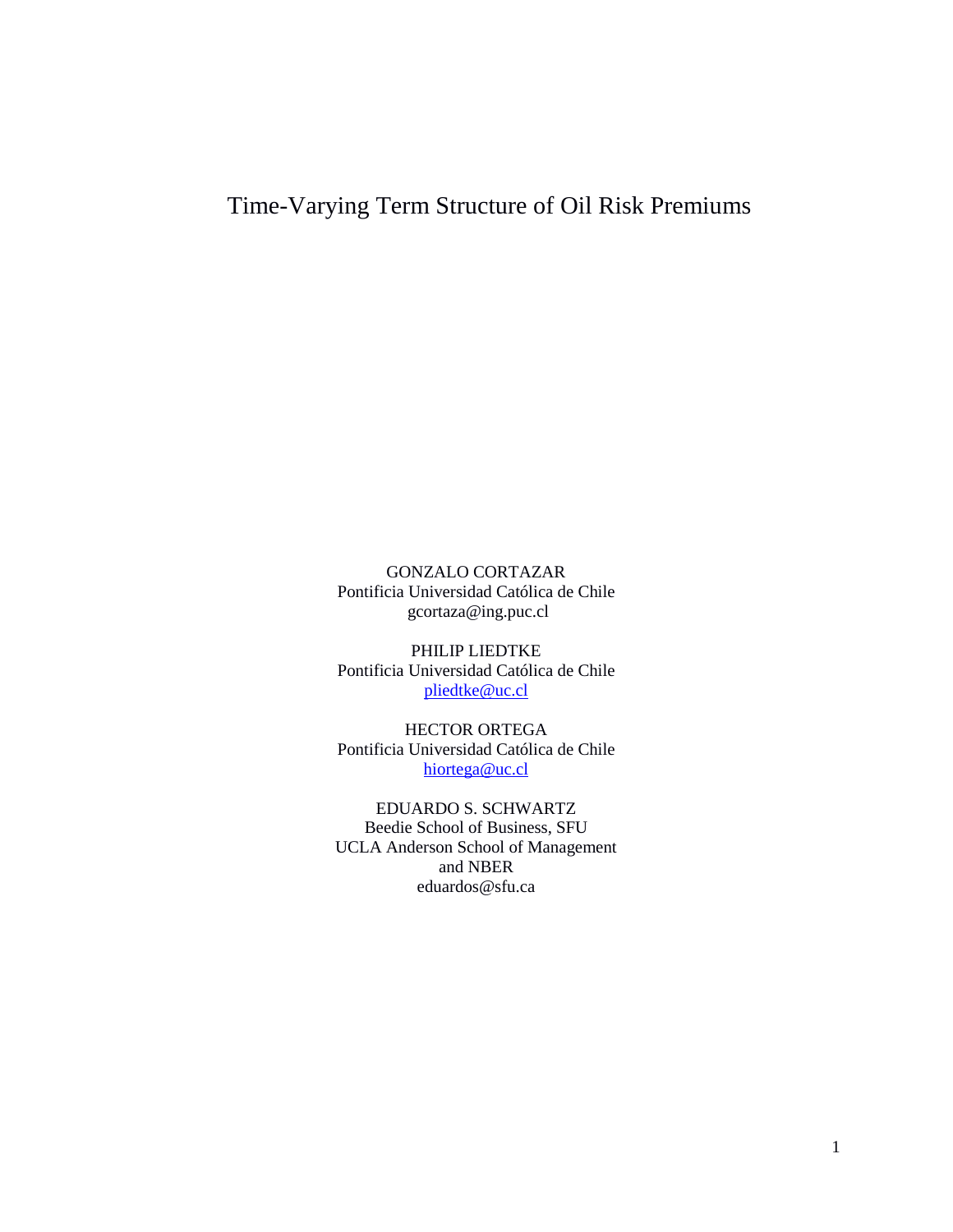# Time-Varying Term Structure of Oil Risk Premiums

GONZALO CORTAZAR
Pontificia Universidad Católica de Chile
gcortaza@ing.puc.cl

PHILIP LIEDTKE
Pontificia Universidad Católica de Chile
pliedtke@uc.cl

HECTOR ORTEGA
Pontificia Universidad Católica de Chile
hiortega@uc.cl

EDUARDO S. SCHWARTZ
Beedie School of Business, SFU
UCLA Anderson School of Management
and NBER
eduardos@sfu.ca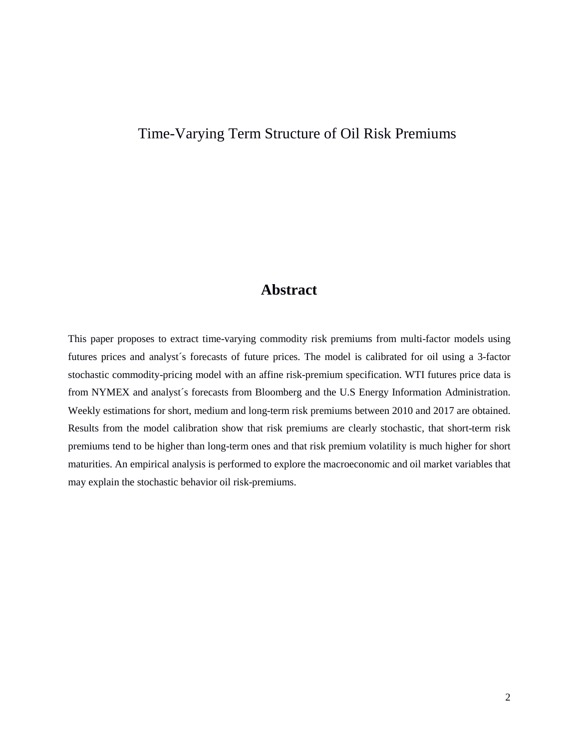# Time-Varying Term Structure of Oil Risk Premiums

## Abstract

This paper proposes to extract time-varying commodity risk premiums from multi-factor models using futures prices and analyst´s forecasts of future prices. The model is calibrated for oil using a 3-factor stochastic commodity-pricing model with an affine risk-premium specification. WTI futures price data is from NYMEX and analyst´s forecasts from Bloomberg and the U.S Energy Information Administration. Weekly estimations for short, medium and long-term risk premiums between 2010 and 2017 are obtained. Results from the model calibration show that risk premiums are clearly stochastic, that short-term risk premiums tend to be higher than long-term ones and that risk premium volatility is much higher for short maturities. An empirical analysis is performed to explore the macroeconomic and oil market variables that may explain the stochastic behavior oil risk-premiums.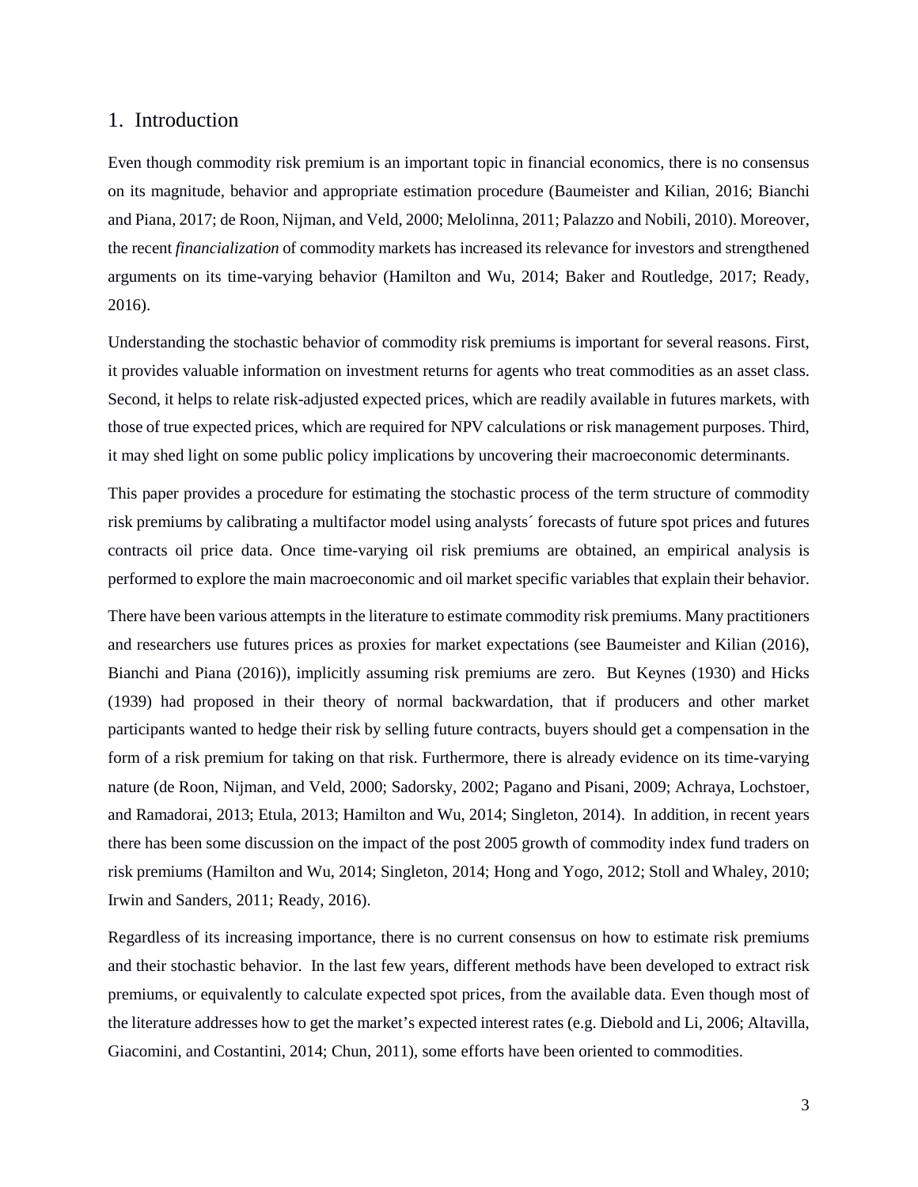## 1. Introduction

Even though commodity risk premium is an important topic in financial economics, there is no consensus on its magnitude, behavior and appropriate estimation procedure (Baumeister and Kilian, 2016; Bianchi and Piana, 2017; de Roon, Nijman, and Veld, 2000; Melolinna, 2011; Palazzo and Nobili, 2010). Moreover, the recent *financialization* of commodity markets has increased its relevance for investors and strengthened arguments on its time-varying behavior (Hamilton and Wu, 2014; Baker and Routledge, 2017; Ready, 2016).

Understanding the stochastic behavior of commodity risk premiums is important for several reasons. First, it provides valuable information on investment returns for agents who treat commodities as an asset class. Second, it helps to relate risk-adjusted expected prices, which are readily available in futures markets, with those of true expected prices, which are required for NPV calculations or risk management purposes. Third, it may shed light on some public policy implications by uncovering their macroeconomic determinants.

This paper provides a procedure for estimating the stochastic process of the term structure of commodity risk premiums by calibrating a multifactor model using analysts´ forecasts of future spot prices and futures contracts oil price data. Once time-varying oil risk premiums are obtained, an empirical analysis is performed to explore the main macroeconomic and oil market specific variables that explain their behavior.

There have been various attempts in the literature to estimate commodity risk premiums. Many practitioners and researchers use futures prices as proxies for market expectations (see Baumeister and Kilian (2016), Bianchi and Piana (2016)), implicitly assuming risk premiums are zero. But Keynes (1930) and Hicks (1939) had proposed in their theory of normal backwardation, that if producers and other market participants wanted to hedge their risk by selling future contracts, buyers should get a compensation in the form of a risk premium for taking on that risk. Furthermore, there is already evidence on its time-varying nature (de Roon, Nijman, and Veld, 2000; Sadorsky, 2002; Pagano and Pisani, 2009; Achraya, Lochstoer, and Ramadorai, 2013; Etula, 2013; Hamilton and Wu, 2014; Singleton, 2014). In addition, in recent years there has been some discussion on the impact of the post 2005 growth of commodity index fund traders on risk premiums (Hamilton and Wu, 2014; Singleton, 2014; Hong and Yogo, 2012; Stoll and Whaley, 2010; Irwin and Sanders, 2011; Ready, 2016).

Regardless of its increasing importance, there is no current consensus on how to estimate risk premiums and their stochastic behavior. In the last few years, different methods have been developed to extract risk premiums, or equivalently to calculate expected spot prices, from the available data. Even though most of the literature addresses how to get the market's expected interest rates (e.g. Diebold and Li, 2006; Altavilla, Giacomini, and Costantini, 2014; Chun, 2011), some efforts have been oriented to commodities.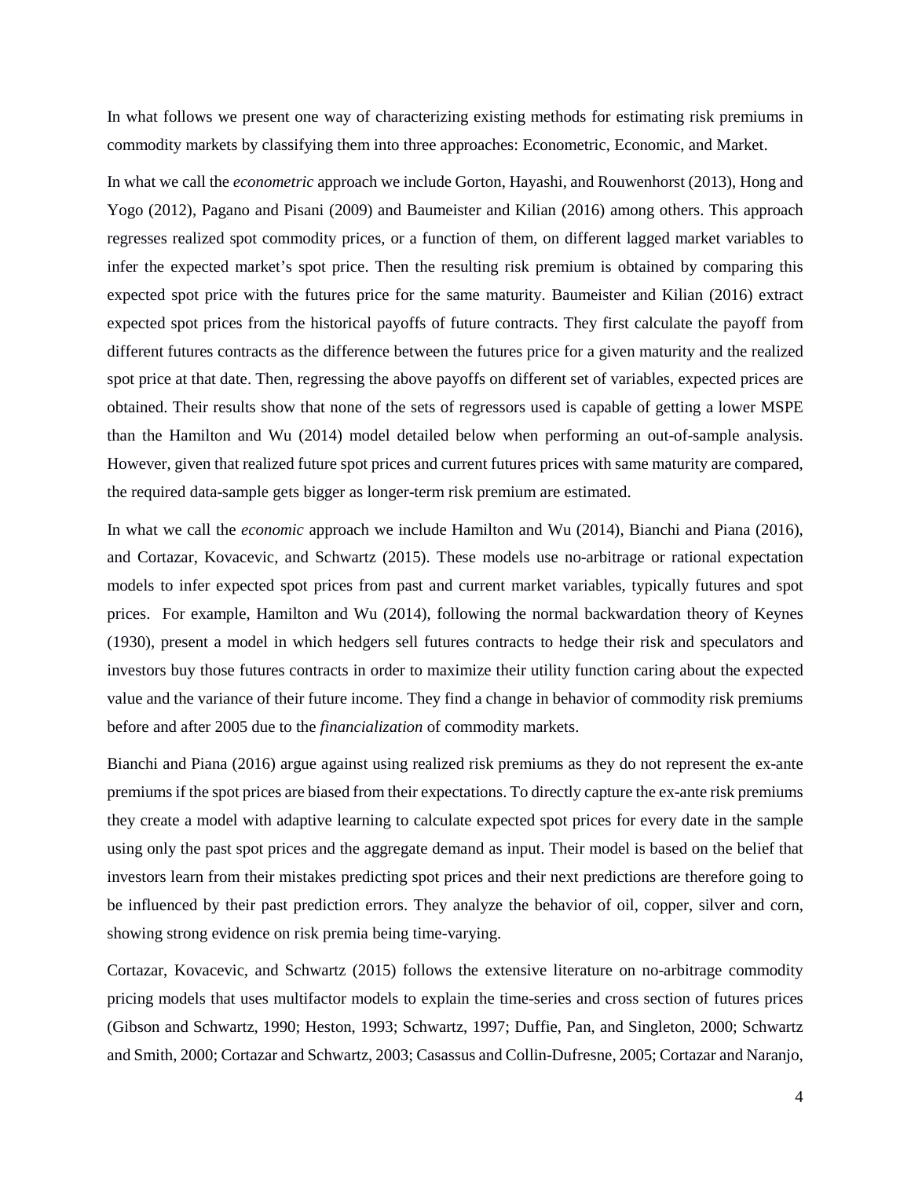In what follows we present one way of characterizing existing methods for estimating risk premiums in commodity markets by classifying them into three approaches: Econometric, Economic, and Market.

In what we call the *econometric* approach we include Gorton, Hayashi, and Rouwenhorst (2013), Hong and Yogo (2012), Pagano and Pisani (2009) and Baumeister and Kilian (2016) among others. This approach regresses realized spot commodity prices, or a function of them, on different lagged market variables to infer the expected market's spot price. Then the resulting risk premium is obtained by comparing this expected spot price with the futures price for the same maturity. Baumeister and Kilian (2016) extract expected spot prices from the historical payoffs of future contracts. They first calculate the payoff from different futures contracts as the difference between the futures price for a given maturity and the realized spot price at that date. Then, regressing the above payoffs on different set of variables, expected prices are obtained. Their results show that none of the sets of regressors used is capable of getting a lower MSPE than the Hamilton and Wu (2014) model detailed below when performing an out-of-sample analysis. However, given that realized future spot prices and current futures prices with same maturity are compared, the required data-sample gets bigger as longer-term risk premium are estimated.

In what we call the *economic* approach we include Hamilton and Wu (2014), Bianchi and Piana (2016), and Cortazar, Kovacevic, and Schwartz (2015). These models use no-arbitrage or rational expectation models to infer expected spot prices from past and current market variables, typically futures and spot prices. For example, Hamilton and Wu (2014), following the normal backwardation theory of Keynes (1930), present a model in which hedgers sell futures contracts to hedge their risk and speculators and investors buy those futures contracts in order to maximize their utility function caring about the expected value and the variance of their future income. They find a change in behavior of commodity risk premiums before and after 2005 due to the *financialization* of commodity markets.

Bianchi and Piana (2016) argue against using realized risk premiums as they do not represent the ex-ante premiums if the spot prices are biased from their expectations. To directly capture the ex-ante risk premiums they create a model with adaptive learning to calculate expected spot prices for every date in the sample using only the past spot prices and the aggregate demand as input. Their model is based on the belief that investors learn from their mistakes predicting spot prices and their next predictions are therefore going to be influenced by their past prediction errors. They analyze the behavior of oil, copper, silver and corn, showing strong evidence on risk premia being time-varying.

Cortazar, Kovacevic, and Schwartz (2015) follows the extensive literature on no-arbitrage commodity pricing models that uses multifactor models to explain the time-series and cross section of futures prices (Gibson and Schwartz, 1990; Heston, 1993; Schwartz, 1997; Duffie, Pan, and Singleton, 2000; Schwartz and Smith, 2000; Cortazar and Schwartz, 2003; Casassus and Collin-Dufresne, 2005; Cortazar and Naranjo,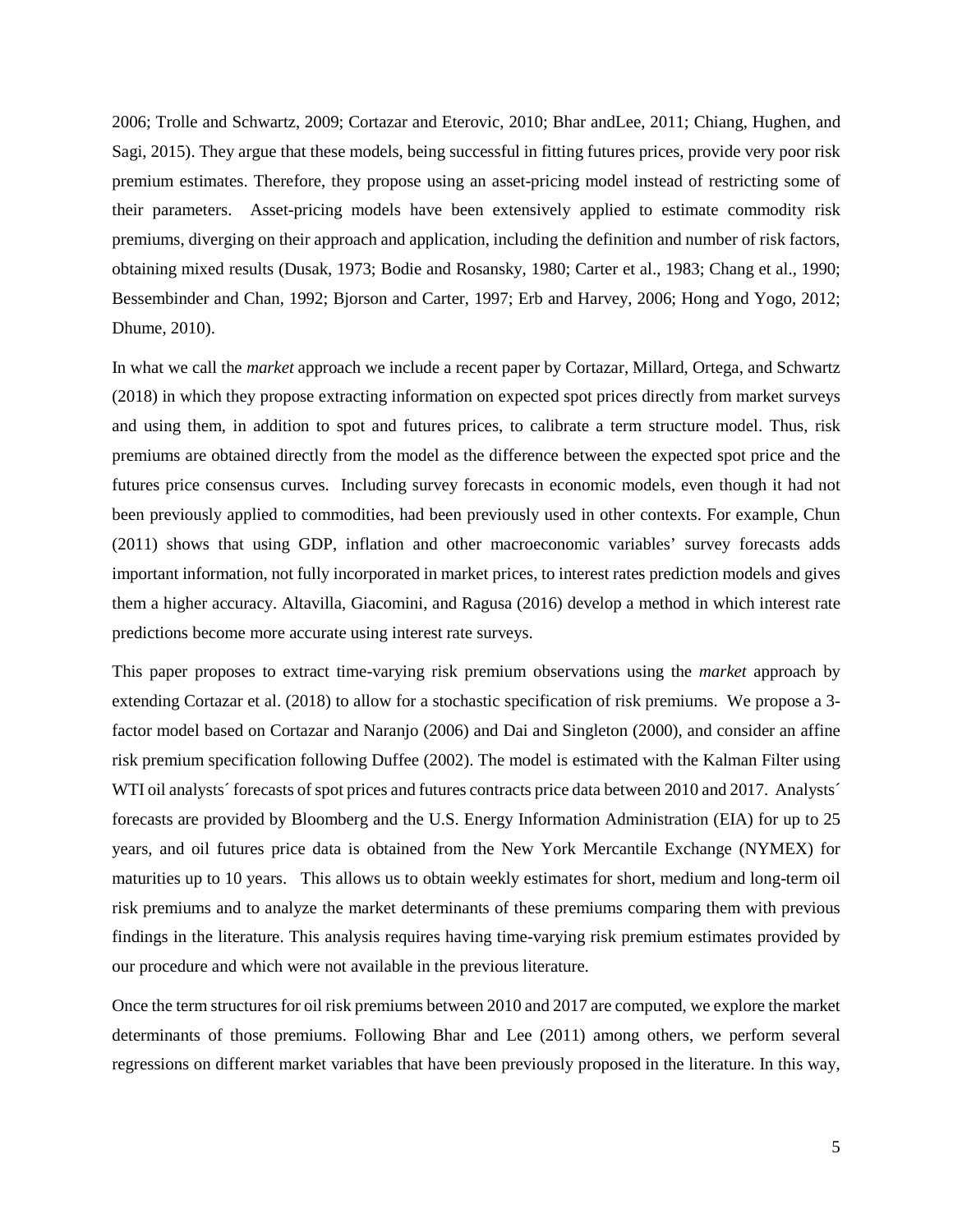2006; Trolle and Schwartz, 2009; Cortazar and Eterovic, 2010; Bhar andLee, 2011; Chiang, Hughen, and Sagi, 2015). They argue that these models, being successful in fitting futures prices, provide very poor risk premium estimates. Therefore, they propose using an asset-pricing model instead of restricting some of their parameters. Asset-pricing models have been extensively applied to estimate commodity risk premiums, diverging on their approach and application, including the definition and number of risk factors, obtaining mixed results (Dusak, 1973; Bodie and Rosansky, 1980; Carter et al., 1983; Chang et al., 1990; Bessembinder and Chan, 1992; Bjorson and Carter, 1997; Erb and Harvey, 2006; Hong and Yogo, 2012; Dhume, 2010).

In what we call the *market* approach we include a recent paper by Cortazar, Millard, Ortega, and Schwartz (2018) in which they propose extracting information on expected spot prices directly from market surveys and using them, in addition to spot and futures prices, to calibrate a term structure model. Thus, risk premiums are obtained directly from the model as the difference between the expected spot price and the futures price consensus curves. Including survey forecasts in economic models, even though it had not been previously applied to commodities, had been previously used in other contexts. For example, Chun (2011) shows that using GDP, inflation and other macroeconomic variables' survey forecasts adds important information, not fully incorporated in market prices, to interest rates prediction models and gives them a higher accuracy. Altavilla, Giacomini, and Ragusa (2016) develop a method in which interest rate predictions become more accurate using interest rate surveys.

This paper proposes to extract time-varying risk premium observations using the *market* approach by extending Cortazar et al. (2018) to allow for a stochastic specification of risk premiums. We propose a 3-factor model based on Cortazar and Naranjo (2006) and Dai and Singleton (2000), and consider an affine risk premium specification following Duffee (2002). The model is estimated with the Kalman Filter using WTI oil analysts´ forecasts of spot prices and futures contracts price data between 2010 and 2017. Analysts´ forecasts are provided by Bloomberg and the U.S. Energy Information Administration (EIA) for up to 25 years, and oil futures price data is obtained from the New York Mercantile Exchange (NYMEX) for maturities up to 10 years. This allows us to obtain weekly estimates for short, medium and long-term oil risk premiums and to analyze the market determinants of these premiums comparing them with previous findings in the literature. This analysis requires having time-varying risk premium estimates provided by our procedure and which were not available in the previous literature.

Once the term structures for oil risk premiums between 2010 and 2017 are computed, we explore the market determinants of those premiums. Following Bhar and Lee (2011) among others, we perform several regressions on different market variables that have been previously proposed in the literature. In this way,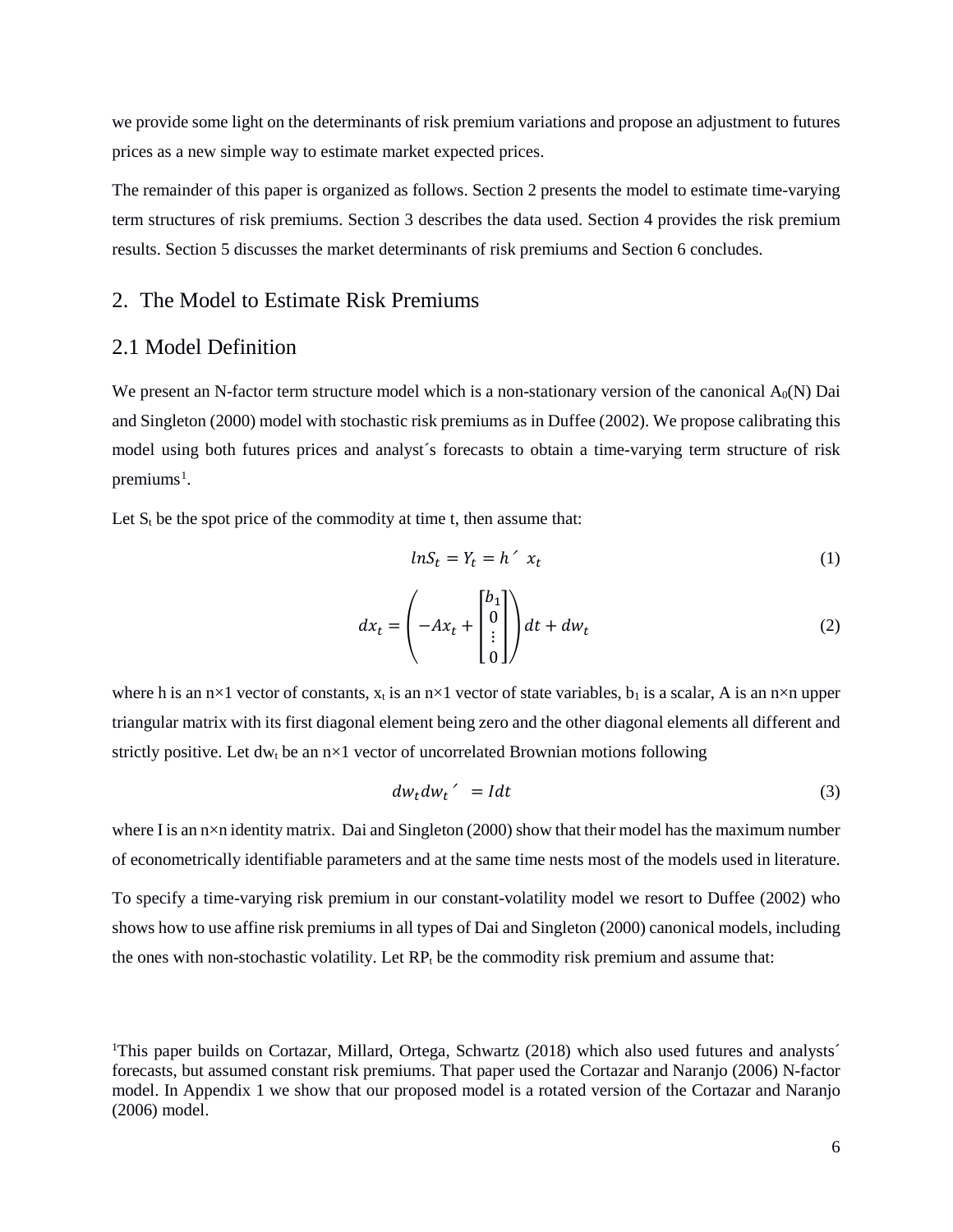we provide some light on the determinants of risk premium variations and propose an adjustment to futures prices as a new simple way to estimate market expected prices.

The remainder of this paper is organized as follows. Section 2 presents the model to estimate time-varying term structures of risk premiums. Section 3 describes the data used. Section 4 provides the risk premium results. Section 5 discusses the market determinants of risk premiums and Section 6 concludes.

# 2. The Model to Estimate Risk Premiums

## 2.1 Model Definition

We present an N-factor term structure model which is a non-stationary version of the canonical $A_0(N)$ Dai and Singleton (2000) model with stochastic risk premiums as in Duffee (2002). We propose calibrating this model using both futures prices and analyst´s forecasts to obtain a time-varying term structure of risk premiums[1].

Let $S_t$ be the spot price of the commodity at time t, then assume that:

$$lnS_t = Y_t = h' \ x_t \tag{1}$$

$$dx_t = \left( -Ax_t + \begin{bmatrix} b_1 \\ 0 \\ \vdots \\ 0 \end{bmatrix} \right) dt + dw_t \tag{2}$$

where h is an n×1 vector of constants, $x_t$ is an n×1 vector of state variables, $b_1$ is a scalar, A is an n×n upper triangular matrix with its first diagonal element being zero and the other diagonal elements all different and strictly positive. Let $dw_t$ be an n×1 vector of uncorrelated Brownian motions following

$$dw_t dw_t' \ = Idt \tag{3}$$

where I is an n×n identity matrix. Dai and Singleton (2000) show that their model has the maximum number of econometrically identifiable parameters and at the same time nests most of the models used in literature.

To specify a time-varying risk premium in our constant-volatility model we resort to Duffee (2002) who shows how to use affine risk premiums in all types of Dai and Singleton (2000) canonical models, including the ones with non-stochastic volatility. Let $RP_t$ be the commodity risk premium and assume that:

[1]This paper builds on Cortazar, Millard, Ortega, Schwartz (2018) which also used futures and analysts´ forecasts, but assumed constant risk premiums. That paper used the Cortazar and Naranjo (2006) N-factor model. In Appendix 1 we show that our proposed model is a rotated version of the Cortazar and Naranjo (2006) model.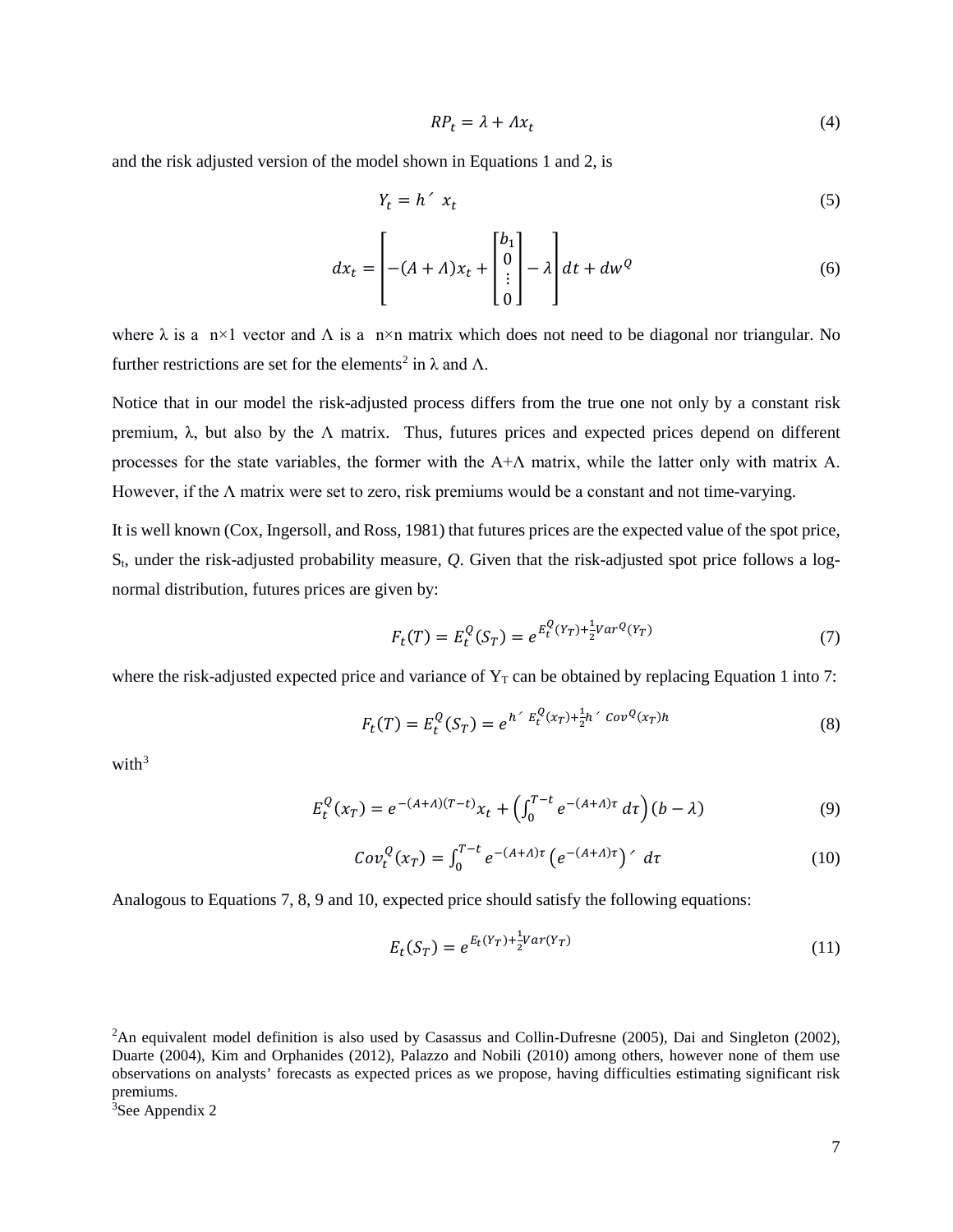$$RP_t = \lambda + \Lambda x_t \tag{4}$$

and the risk adjusted version of the model shown in Equations 1 and 2, is

$$Y_t = h' \ x_t \tag{5}$$

$$dx_t = \left[ -(A + \Lambda)x_t + \begin{bmatrix} b_1 \\ 0 \\ \vdots \\ 0 \end{bmatrix} - \lambda \right] dt + dw^Q \tag{6}$$

where $\lambda$ is a $n \times 1$ vector and $\Lambda$ is a $n \times n$ matrix which does not need to be diagonal nor triangular. No further restrictions are set for the elements[2] in $\lambda$ and $\Lambda$.

Notice that in our model the risk-adjusted process differs from the true one not only by a constant risk premium, $\lambda$, but also by the $\Lambda$ matrix. Thus, futures prices and expected prices depend on different processes for the state variables, the former with the $A+\Lambda$ matrix, while the latter only with matrix A. However, if the $\Lambda$ matrix were set to zero, risk premiums would be a constant and not time-varying.

It is well known (Cox, Ingersoll, and Ross, 1981) that futures prices are the expected value of the spot price, $S_t$, under the risk-adjusted probability measure, *Q*. Given that the risk-adjusted spot price follows a log-normal distribution, futures prices are given by:

$$F_t(T) = E_t^Q(S_T) = e^{E_t^Q(Y_T) + \frac{1}{2}Var^Q(Y_T)} \tag{7}$$

where the risk-adjusted expected price and variance of $Y_T$ can be obtained by replacing Equation 1 into 7:

$$F_t(T) = E_t^Q(S_T) = e^{h' \ E_t^Q(x_T) + \frac{1}{2}h' \ Cov^Q(x_T)h} \tag{8}$$

with[3]

$$E_t^Q(x_T) = e^{-(A+\Lambda)(T-t)}x_t + \left( \int_0^{T-t} e^{-(A+\Lambda)\tau} \, d\tau \right)(b - \lambda) \tag{9}$$

$$Cov_t^Q(x_T) = \int_0^{T-t} e^{-(A+\Lambda)\tau} \left( e^{-(A+\Lambda)\tau} \right)' \ d\tau \tag{10}$$

Analogous to Equations 7, 8, 9 and 10, expected price should satisfy the following equations:

$$E_t(S_T) = e^{E_t(Y_T) + \frac{1}{2}Var(Y_T)} \tag{11}$$

---

[2]An equivalent model definition is also used by Casassus and Collin-Dufresne (2005), Dai and Singleton (2002), Duarte (2004), Kim and Orphanides (2012), Palazzo and Nobili (2010) among others, however none of them use observations on analysts' forecasts as expected prices as we propose, having difficulties estimating significant risk premiums.

[3]See Appendix 2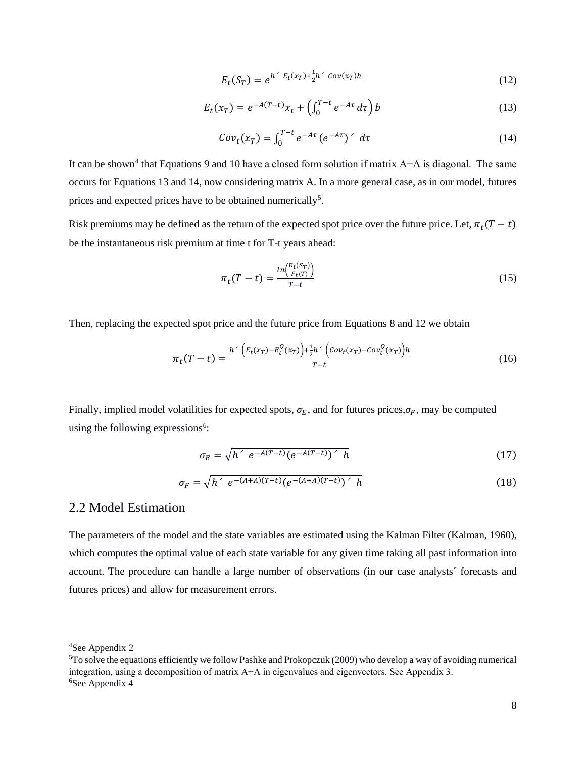$$E_t(S_T) = e^{h' \, E_t(x_T) + \frac{1}{2} h' \, Cov(x_T) h} \tag{12}$$

$$E_t(x_T) = e^{-A(T-t)} x_t + \left( \int_0^{T-t} e^{-A\tau} \, d\tau \right) b \tag{13}$$

$$Cov_t(x_T) = \int_0^{T-t} e^{-A\tau} \left( e^{-A\tau} \right)' \, d\tau \tag{14}$$

It can be shown[4] that Equations 9 and 10 have a closed form solution if matrix A+Λ is diagonal. The same occurs for Equations 13 and 14, now considering matrix A. In a more general case, as in our model, futures prices and expected prices have to be obtained numerically[5].

Risk premiums may be defined as the return of the expected spot price over the future price. Let, $\pi_t(T-t)$ be the instantaneous risk premium at time t for T-t years ahead:

$$\pi_t(T-t) = \frac{ln\left(\frac{E_t(S_T)}{F_t(T)}\right)}{T-t} \tag{15}$$

Then, replacing the expected spot price and the future price from Equations 8 and 12 we obtain

$$\pi_t(T-t) = \frac{h' \left( E_t(x_T) - E_t^Q(x_T) \right) + \frac{1}{2} h' \left( Cov_t(x_T) - Cov_t^Q(x_T) \right) h}{T-t} \tag{16}$$

Finally, implied model volatilities for expected spots, $\sigma_E$, and for futures prices, $\sigma_F$, may be computed using the following expressions[6]:

$$\sigma_E = \sqrt{h' \; e^{-A(T-t)} \left( e^{-A(T-t)} \right)' \; h} \tag{17}$$

$$\sigma_F = \sqrt{h' \; e^{-(A+\Lambda)(T-t)} \left( e^{-(A+\Lambda)(T-t)} \right)' \; h} \tag{18}$$

## 2.2 Model Estimation

The parameters of the model and the state variables are estimated using the Kalman Filter (Kalman, 1960), which computes the optimal value of each state variable for any given time taking all past information into account. The procedure can handle a large number of observations (in our case analysts´ forecasts and futures prices) and allow for measurement errors.

[4]See Appendix 2

[5]To solve the equations efficiently we follow Pashke and Prokopczuk (2009) who develop a way of avoiding numerical integration, using a decomposition of matrix A+Λ in eigenvalues and eigenvectors. See Appendix 3.

[6]See Appendix 4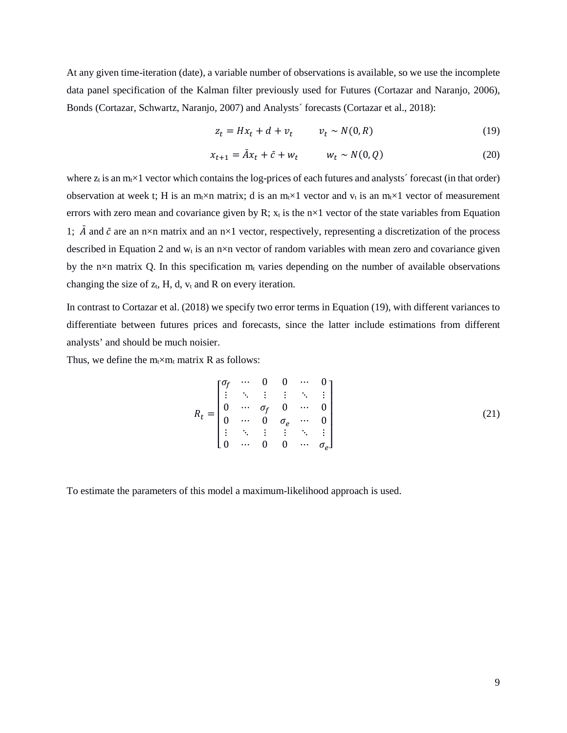At any given time-iteration (date), a variable number of observations is available, so we use the incomplete data panel specification of the Kalman filter previously used for Futures (Cortazar and Naranjo, 2006), Bonds (Cortazar, Schwartz, Naranjo, 2007) and Analysts´ forecasts (Cortazar et al., 2018):

$$z_t = Hx_t + d + v_t \qquad v_t \sim N(0, R) \tag{19}$$

$$x_{t+1} = \bar{A}x_t + \bar{c} + w_t \qquad w_t \sim N(0, Q) \tag{20}$$

where $z_t$ is an $m_t$×1 vector which contains the log-prices of each futures and analysts´ forecast (in that order) observation at week t; H is an $m_t$×n matrix; d is an $m_t$×1 vector and $v_t$ is an $m_t$×1 vector of measurement errors with zero mean and covariance given by R; $x_t$ is the n×1 vector of the state variables from Equation 1; $\bar{A}$ and $\bar{c}$ are an n×n matrix and an n×1 vector, respectively, representing a discretization of the process described in Equation 2 and $w_t$ is an n×n vector of random variables with mean zero and covariance given by the n×n matrix Q. In this specification $m_t$ varies depending on the number of available observations changing the size of $z_t$, H, d, $v_t$ and R on every iteration.

In contrast to Cortazar et al. (2018) we specify two error terms in Equation (19), with different variances to differentiate between futures prices and forecasts, since the latter include estimations from different analysts' and should be much noisier.

Thus, we define the $m_t$×$m_t$ matrix R as follows:

$$R_t = \begin{bmatrix} \sigma_f & \cdots & 0 & 0 & \cdots & 0 \\ \vdots & \ddots & \vdots & \vdots & \ddots & \vdots \\ 0 & \cdots & \sigma_f & 0 & \cdots & 0 \\ 0 & \cdots & 0 & \sigma_e & \cdots & 0 \\ \vdots & \ddots & \vdots & \vdots & \ddots & \vdots \\ 0 & \cdots & 0 & 0 & \cdots & \sigma_e \end{bmatrix} \tag{21}$$

To estimate the parameters of this model a maximum-likelihood approach is used.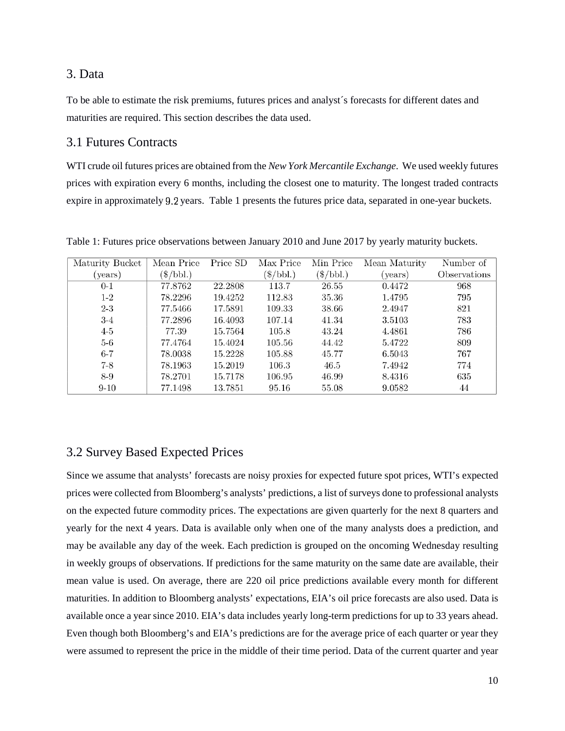## 3. Data

To be able to estimate the risk premiums, futures prices and analyst´s forecasts for different dates and maturities are required. This section describes the data used.

### 3.1 Futures Contracts

WTI crude oil futures prices are obtained from the *New York Mercantile Exchange*. We used weekly futures prices with expiration every 6 months, including the closest one to maturity. The longest traded contracts expire in approximately 9.2 years. Table 1 presents the futures price data, separated in one-year buckets.

Table 1: Futures price observations between January 2010 and June 2017 by yearly maturity buckets.

| Maturity Bucket (years) | Mean Price ($/bbl.) | Price SD | Max Price ($/bbl.) | Min Price ($/bbl.) | Mean Maturity (years) | Number of Observations |
|---|---|---|---|---|---|---|
| 0-1 | 77.8762 | 22.2808 | 113.7 | 26.55 | 0.4472 | 968 |
| 1-2 | 78.2296 | 19.4252 | 112.83 | 35.36 | 1.4795 | 795 |
| 2-3 | 77.5466 | 17.5891 | 109.33 | 38.66 | 2.4947 | 821 |
| 3-4 | 77.2896 | 16.4093 | 107.14 | 41.34 | 3.5103 | 783 |
| 4-5 | 77.39 | 15.7564 | 105.8 | 43.24 | 4.4861 | 786 |
| 5-6 | 77.4764 | 15.4024 | 105.56 | 44.42 | 5.4722 | 809 |
| 6-7 | 78.0038 | 15.2228 | 105.88 | 45.77 | 6.5043 | 767 |
| 7-8 | 78.1963 | 15.2019 | 106.3 | 46.5 | 7.4942 | 774 |
| 8-9 | 78.2701 | 15.7178 | 106.95 | 46.99 | 8.4316 | 635 |
| 9-10 | 77.1498 | 13.7851 | 95.16 | 55.08 | 9.0582 | 44 |

### 3.2 Survey Based Expected Prices

Since we assume that analysts' forecasts are noisy proxies for expected future spot prices, WTI's expected prices were collected from Bloomberg's analysts' predictions, a list of surveys done to professional analysts on the expected future commodity prices. The expectations are given quarterly for the next 8 quarters and yearly for the next 4 years. Data is available only when one of the many analysts does a prediction, and may be available any day of the week. Each prediction is grouped on the oncoming Wednesday resulting in weekly groups of observations. If predictions for the same maturity on the same date are available, their mean value is used. On average, there are 220 oil price predictions available every month for different maturities. In addition to Bloomberg analysts' expectations, EIA's oil price forecasts are also used. Data is available once a year since 2010. EIA's data includes yearly long-term predictions for up to 33 years ahead. Even though both Bloomberg's and EIA's predictions are for the average price of each quarter or year they were assumed to represent the price in the middle of their time period. Data of the current quarter and year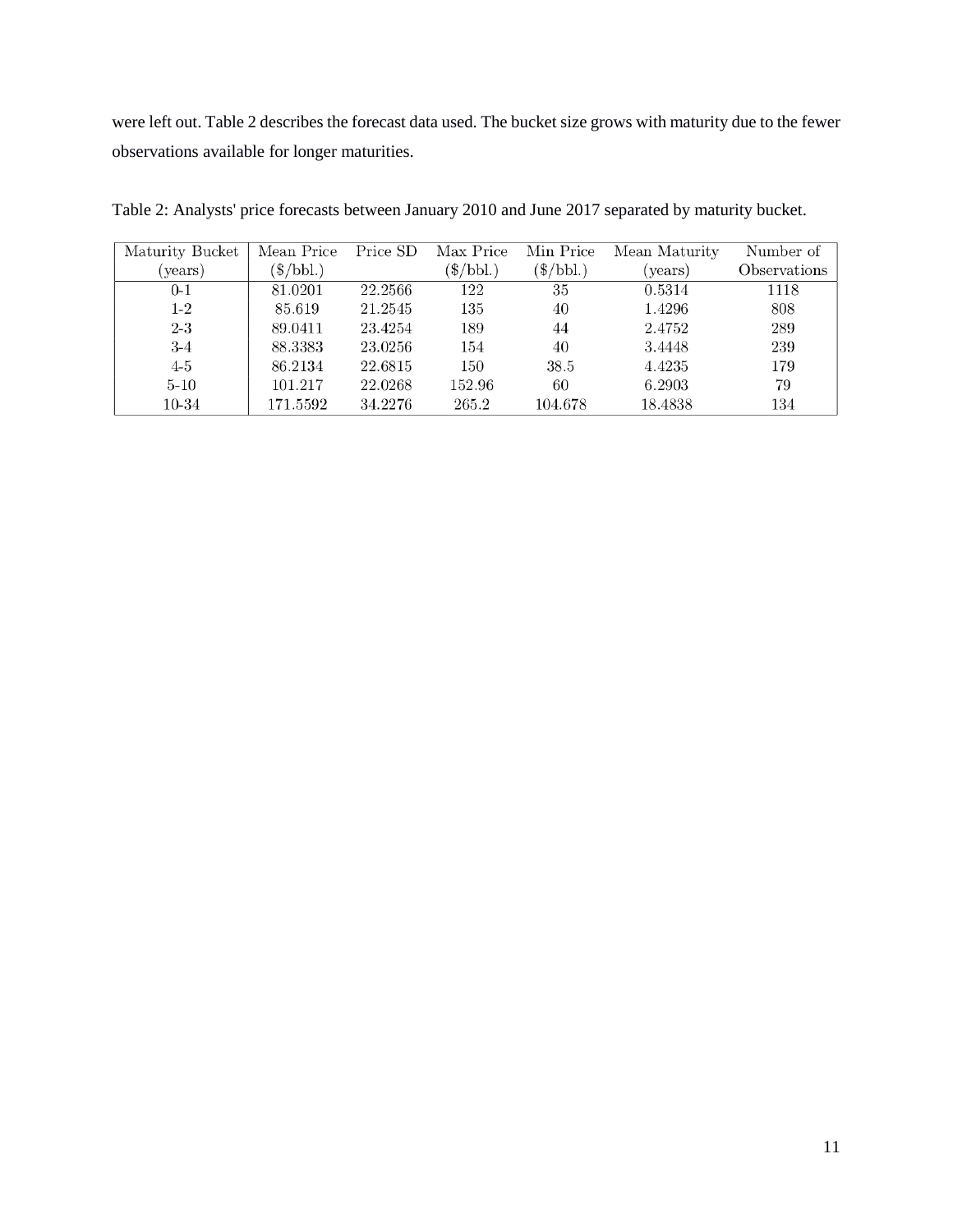were left out. Table 2 describes the forecast data used. The bucket size grows with maturity due to the fewer observations available for longer maturities.

Table 2: Analysts' price forecasts between January 2010 and June 2017 separated by maturity bucket.

| Maturity Bucket (years) | Mean Price ($/bbl.) | Price SD | Max Price ($/bbl.) | Min Price ($/bbl.) | Mean Maturity (years) | Number of Observations |
|---|---|---|---|---|---|---|
| 0-1 | 81.0201 | 22.2566 | 122 | 35 | 0.5314 | 1118 |
| 1-2 | 85.619 | 21.2545 | 135 | 40 | 1.4296 | 808 |
| 2-3 | 89.0411 | 23.4254 | 189 | 44 | 2.4752 | 289 |
| 3-4 | 88.3383 | 23.0256 | 154 | 40 | 3.4448 | 239 |
| 4-5 | 86.2134 | 22.6815 | 150 | 38.5 | 4.4235 | 179 |
| 5-10 | 101.217 | 22.0268 | 152.96 | 60 | 6.2903 | 79 |
| 10-34 | 171.5592 | 34.2276 | 265.2 | 104.678 | 18.4838 | 134 |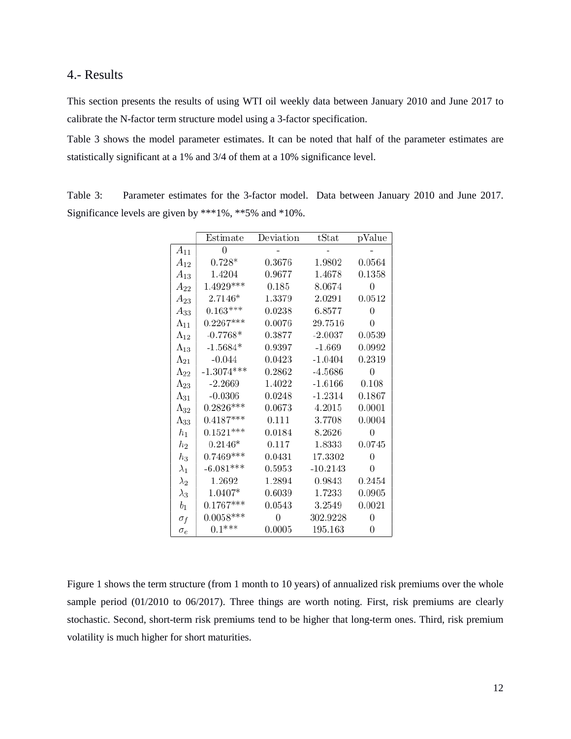## 4.- Results

This section presents the results of using WTI oil weekly data between January 2010 and June 2017 to calibrate the N-factor term structure model using a 3-factor specification.

Table 3 shows the model parameter estimates. It can be noted that half of the parameter estimates are statistically significant at a 1% and 3/4 of them at a 10% significance level.

Table 3: Parameter estimates for the 3-factor model. Data between January 2010 and June 2017. Significance levels are given by ***1%, **5% and *10%.

| | Estimate | Deviation | tStat | pValue |
|---|---|---|---|---|
| $A_{11}$ | 0 | - | - | - |
| $A_{12}$ | 0.728* | 0.3676 | 1.9802 | 0.0564 |
| $A_{13}$ | 1.4204 | 0.9677 | 1.4678 | 0.1358 |
| $A_{22}$ | 1.4929*** | 0.185 | 8.0674 | 0 |
| $A_{23}$ | 2.7146* | 1.3379 | 2.0291 | 0.0512 |
| $A_{33}$ | 0.163*** | 0.0238 | 6.8577 | 0 |
| $\Lambda_{11}$ | 0.2267*** | 0.0076 | 29.7516 | 0 |
| $\Lambda_{12}$ | -0.7768* | 0.3877 | -2.0037 | 0.0539 |
| $\Lambda_{13}$ | -1.5684* | 0.9397 | -1.669 | 0.0992 |
| $\Lambda_{21}$ | -0.044 | 0.0423 | -1.0404 | 0.2319 |
| $\Lambda_{22}$ | -1.3074*** | 0.2862 | -4.5686 | 0 |
| $\Lambda_{23}$ | -2.2669 | 1.4022 | -1.6166 | 0.108 |
| $\Lambda_{31}$ | -0.0306 | 0.0248 | -1.2314 | 0.1867 |
| $\Lambda_{32}$ | 0.2826*** | 0.0673 | 4.2015 | 0.0001 |
| $\Lambda_{33}$ | 0.4187*** | 0.111 | 3.7708 | 0.0004 |
| $h_1$ | 0.1521*** | 0.0184 | 8.2626 | 0 |
| $h_2$ | 0.2146* | 0.117 | 1.8333 | 0.0745 |
| $h_3$ | 0.7469*** | 0.0431 | 17.3302 | 0 |
| $\lambda_1$ | -6.081*** | 0.5953 | -10.2143 | 0 |
| $\lambda_2$ | 1.2692 | 1.2894 | 0.9843 | 0.2454 |
| $\lambda_3$ | 1.0407* | 0.6039 | 1.7233 | 0.0905 |
| $b_1$ | 0.1767*** | 0.0543 | 3.2549 | 0.0021 |
| $\sigma_f$ | 0.0058*** | 0 | 302.9228 | 0 |
| $\sigma_e$ | 0.1*** | 0.0005 | 195.163 | 0 |

Figure 1 shows the term structure (from 1 month to 10 years) of annualized risk premiums over the whole sample period (01/2010 to 06/2017). Three things are worth noting. First, risk premiums are clearly stochastic. Second, short-term risk premiums tend to be higher that long-term ones. Third, risk premium volatility is much higher for short maturities.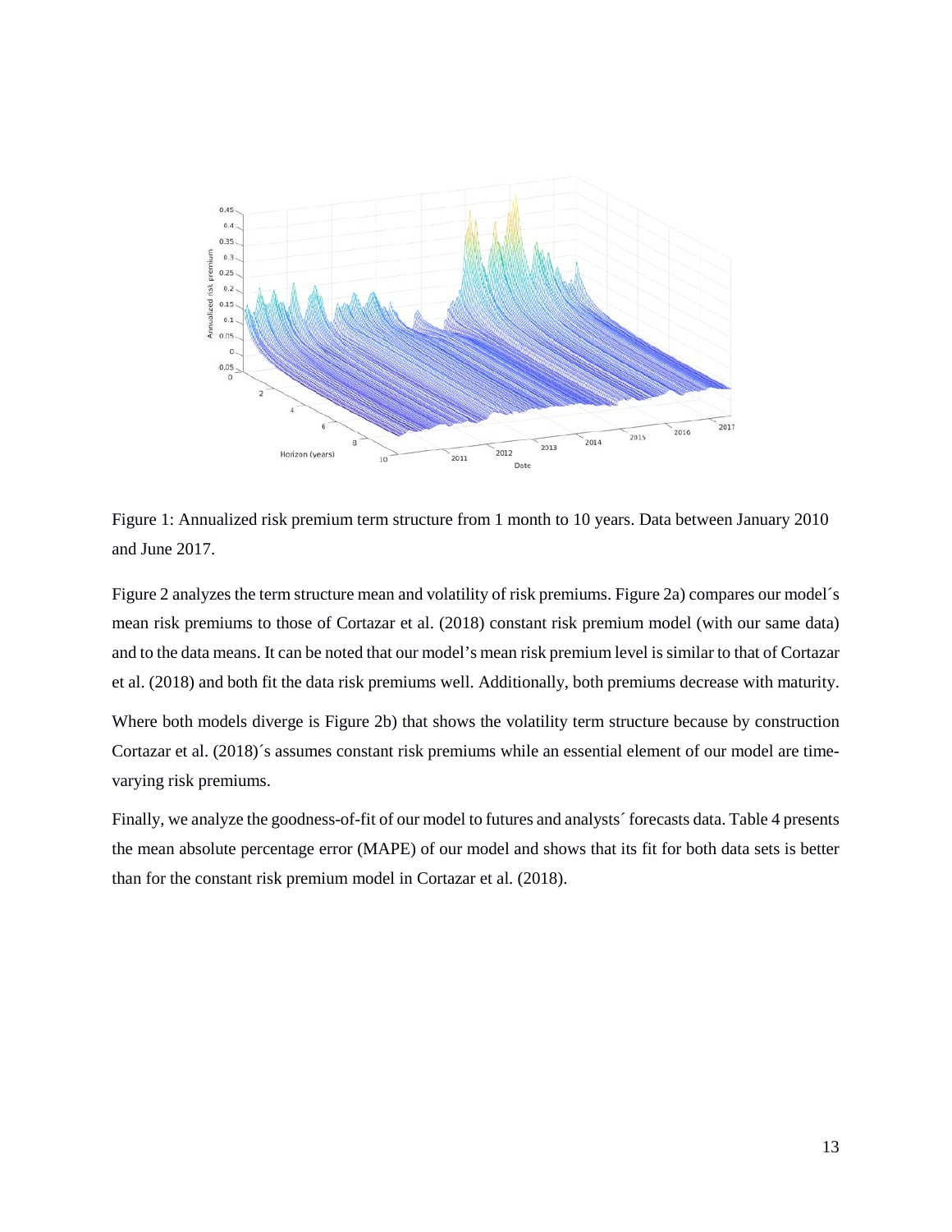Figure 1: Annualized risk premium term structure from 1 month to 10 years. Data between January 2010 and June 2017.

Figure 2 analyzes the term structure mean and volatility of risk premiums. Figure 2a) compares our model´s mean risk premiums to those of Cortazar et al. (2018) constant risk premium model (with our same data) and to the data means. It can be noted that our model's mean risk premium level is similar to that of Cortazar et al. (2018) and both fit the data risk premiums well. Additionally, both premiums decrease with maturity.

Where both models diverge is Figure 2b) that shows the volatility term structure because by construction Cortazar et al. (2018)´s assumes constant risk premiums while an essential element of our model are time-varying risk premiums.

Finally, we analyze the goodness-of-fit of our model to futures and analysts´ forecasts data. Table 4 presents the mean absolute percentage error (MAPE) of our model and shows that its fit for both data sets is better than for the constant risk premium model in Cortazar et al. (2018).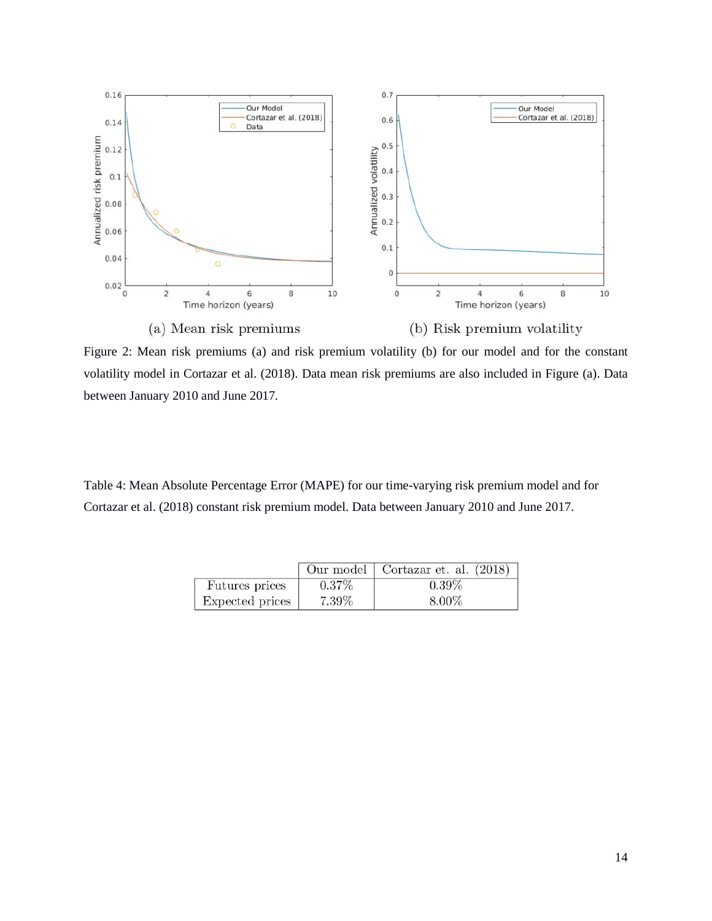(a) Mean risk premiums

(b) Risk premium volatility

Figure 2: Mean risk premiums (a) and risk premium volatility (b) for our model and for the constant volatility model in Cortazar et al. (2018). Data mean risk premiums are also included in Figure (a). Data between January 2010 and June 2017.

Table 4: Mean Absolute Percentage Error (MAPE) for our time-varying risk premium model and for Cortazar et al. (2018) constant risk premium model. Data between January 2010 and June 2017.

| | Our model | Cortazar et. al. (2018) |
|---|---|---|
| Futures prices | 0.37% | 0.39% |
| Expected prices | 7.39% | 8.00% |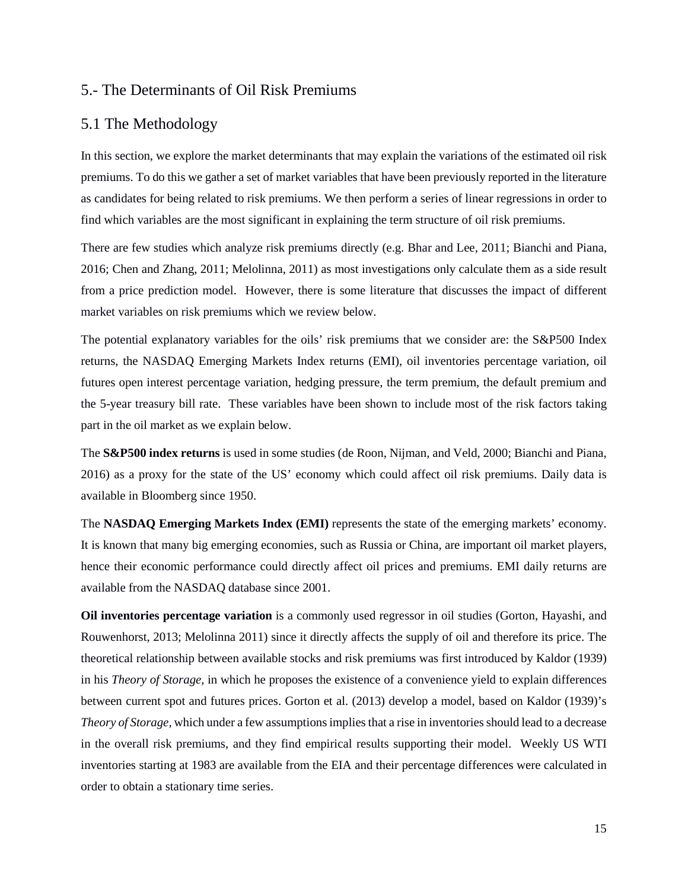## 5.- The Determinants of Oil Risk Premiums

## 5.1 The Methodology

In this section, we explore the market determinants that may explain the variations of the estimated oil risk premiums. To do this we gather a set of market variables that have been previously reported in the literature as candidates for being related to risk premiums. We then perform a series of linear regressions in order to find which variables are the most significant in explaining the term structure of oil risk premiums.

There are few studies which analyze risk premiums directly (e.g. Bhar and Lee, 2011; Bianchi and Piana, 2016; Chen and Zhang, 2011; Melolinna, 2011) as most investigations only calculate them as a side result from a price prediction model. However, there is some literature that discusses the impact of different market variables on risk premiums which we review below.

The potential explanatory variables for the oils' risk premiums that we consider are: the S&P500 Index returns, the NASDAQ Emerging Markets Index returns (EMI), oil inventories percentage variation, oil futures open interest percentage variation, hedging pressure, the term premium, the default premium and the 5-year treasury bill rate. These variables have been shown to include most of the risk factors taking part in the oil market as we explain below.

The **S&P500 index returns** is used in some studies (de Roon, Nijman, and Veld, 2000; Bianchi and Piana, 2016) as a proxy for the state of the US' economy which could affect oil risk premiums. Daily data is available in Bloomberg since 1950.

The **NASDAQ Emerging Markets Index (EMI)** represents the state of the emerging markets' economy. It is known that many big emerging economies, such as Russia or China, are important oil market players, hence their economic performance could directly affect oil prices and premiums. EMI daily returns are available from the NASDAQ database since 2001.

**Oil inventories percentage variation** is a commonly used regressor in oil studies (Gorton, Hayashi, and Rouwenhorst, 2013; Melolinna 2011) since it directly affects the supply of oil and therefore its price. The theoretical relationship between available stocks and risk premiums was first introduced by Kaldor (1939) in his *Theory of Storage*, in which he proposes the existence of a convenience yield to explain differences between current spot and futures prices. Gorton et al. (2013) develop a model, based on Kaldor (1939)'s *Theory of Storage,* which under a few assumptions implies that a rise in inventories should lead to a decrease in the overall risk premiums, and they find empirical results supporting their model. Weekly US WTI inventories starting at 1983 are available from the EIA and their percentage differences were calculated in order to obtain a stationary time series.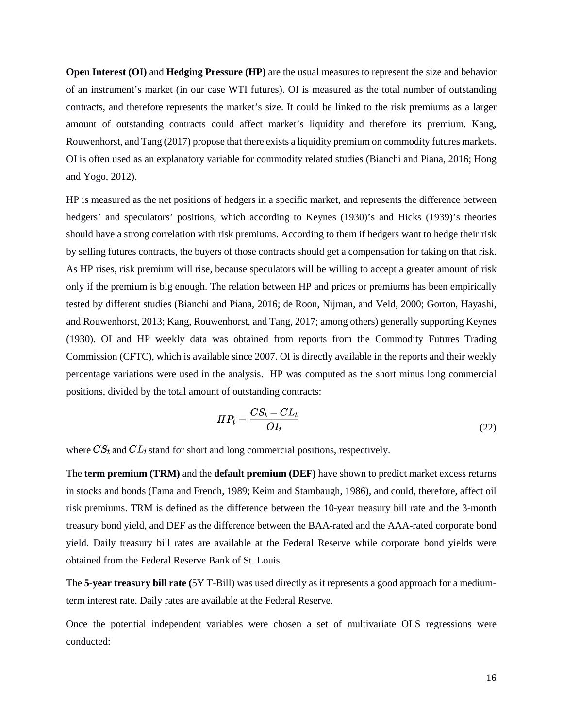**Open Interest (OI)** and **Hedging Pressure (HP)** are the usual measures to represent the size and behavior of an instrument's market (in our case WTI futures). OI is measured as the total number of outstanding contracts, and therefore represents the market's size. It could be linked to the risk premiums as a larger amount of outstanding contracts could affect market's liquidity and therefore its premium. Kang, Rouwenhorst, and Tang (2017) propose that there exists a liquidity premium on commodity futures markets. OI is often used as an explanatory variable for commodity related studies (Bianchi and Piana, 2016; Hong and Yogo, 2012).

HP is measured as the net positions of hedgers in a specific market, and represents the difference between hedgers' and speculators' positions, which according to Keynes (1930)'s and Hicks (1939)'s theories should have a strong correlation with risk premiums. According to them if hedgers want to hedge their risk by selling futures contracts, the buyers of those contracts should get a compensation for taking on that risk. As HP rises, risk premium will rise, because speculators will be willing to accept a greater amount of risk only if the premium is big enough. The relation between HP and prices or premiums has been empirically tested by different studies (Bianchi and Piana, 2016; de Roon, Nijman, and Veld, 2000; Gorton, Hayashi, and Rouwenhorst, 2013; Kang, Rouwenhorst, and Tang, 2017; among others) generally supporting Keynes (1930). OI and HP weekly data was obtained from reports from the Commodity Futures Trading Commission (CFTC), which is available since 2007. OI is directly available in the reports and their weekly percentage variations were used in the analysis. HP was computed as the short minus long commercial positions, divided by the total amount of outstanding contracts:

$$HP_t = \frac{CS_t - CL_t}{OI_t} \tag{22}$$

where $CS_t$ and $CL_t$ stand for short and long commercial positions, respectively.

The **term premium (TRM)** and the **default premium (DEF)** have shown to predict market excess returns in stocks and bonds (Fama and French, 1989; Keim and Stambaugh, 1986), and could, therefore, affect oil risk premiums. TRM is defined as the difference between the 10-year treasury bill rate and the 3-month treasury bond yield, and DEF as the difference between the BAA-rated and the AAA-rated corporate bond yield. Daily treasury bill rates are available at the Federal Reserve while corporate bond yields were obtained from the Federal Reserve Bank of St. Louis.

The **5-year treasury bill rate (**5Y T-Bill) was used directly as it represents a good approach for a medium-term interest rate. Daily rates are available at the Federal Reserve.

Once the potential independent variables were chosen a set of multivariate OLS regressions were conducted: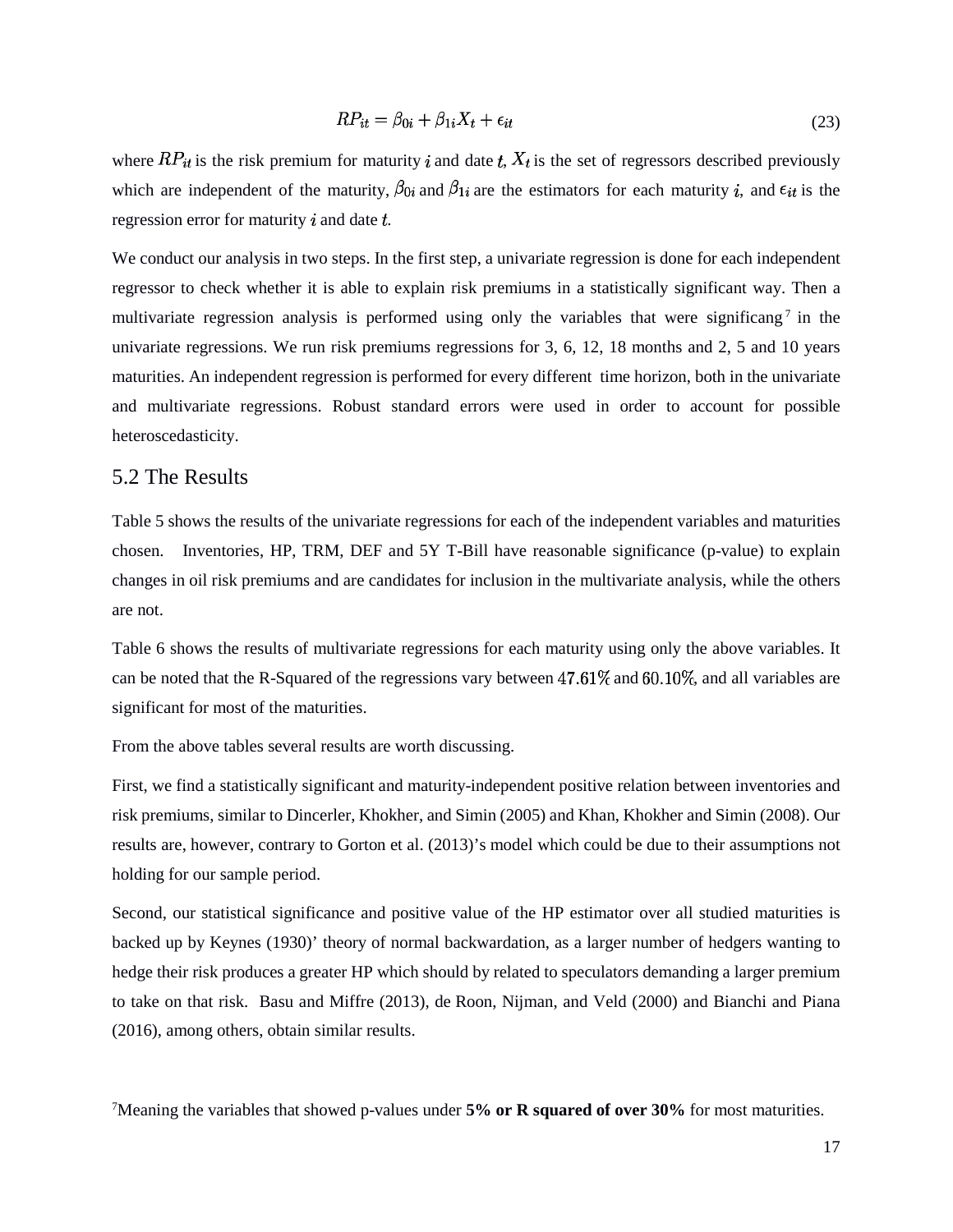$$RP_{it} = \beta_{0i} + \beta_{1i}X_t + \epsilon_{it} \tag{23}$$

where $RP_{it}$ is the risk premium for maturity $i$ and date $t$, $X_t$ is the set of regressors described previously which are independent of the maturity, $\beta_{0i}$ and $\beta_{1i}$ are the estimators for each maturity $i$, and $\epsilon_{it}$ is the regression error for maturity $i$ and date $t$.

We conduct our analysis in two steps. In the first step, a univariate regression is done for each independent regressor to check whether it is able to explain risk premiums in a statistically significant way. Then a multivariate regression analysis is performed using only the variables that were significang[7] in the univariate regressions. We run risk premiums regressions for 3, 6, 12, 18 months and 2, 5 and 10 years maturities. An independent regression is performed for every different time horizon, both in the univariate and multivariate regressions. Robust standard errors were used in order to account for possible heteroscedasticity.

## 5.2 The Results

Table 5 shows the results of the univariate regressions for each of the independent variables and maturities chosen. Inventories, HP, TRM, DEF and 5Y T-Bill have reasonable significance (p-value) to explain changes in oil risk premiums and are candidates for inclusion in the multivariate analysis, while the others are not.

Table 6 shows the results of multivariate regressions for each maturity using only the above variables. It can be noted that the R-Squared of the regressions vary between $47.61\%$ and $60.10\%$, and all variables are significant for most of the maturities.

From the above tables several results are worth discussing.

First, we find a statistically significant and maturity-independent positive relation between inventories and risk premiums, similar to Dincerler, Khokher, and Simin (2005) and Khan, Khokher and Simin (2008). Our results are, however, contrary to Gorton et al. (2013)'s model which could be due to their assumptions not holding for our sample period.

Second, our statistical significance and positive value of the HP estimator over all studied maturities is backed up by Keynes (1930)' theory of normal backwardation, as a larger number of hedgers wanting to hedge their risk produces a greater HP which should by related to speculators demanding a larger premium to take on that risk. Basu and Miffre (2013), de Roon, Nijman, and Veld (2000) and Bianchi and Piana (2016), among others, obtain similar results.

[7]Meaning the variables that showed p-values under **5% or R squared of over 30%** for most maturities.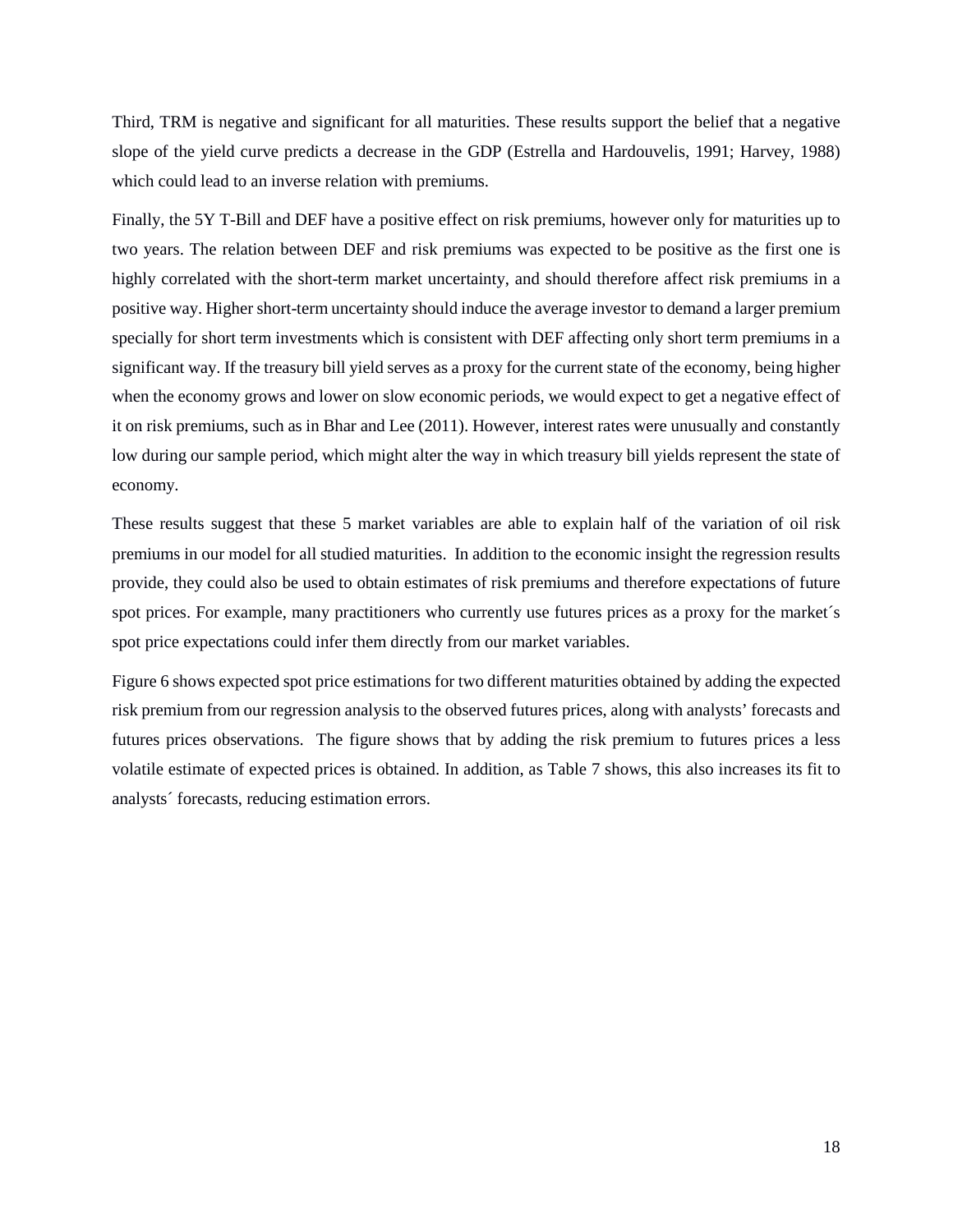Third, TRM is negative and significant for all maturities. These results support the belief that a negative slope of the yield curve predicts a decrease in the GDP (Estrella and Hardouvelis, 1991; Harvey, 1988) which could lead to an inverse relation with premiums.

Finally, the 5Y T-Bill and DEF have a positive effect on risk premiums, however only for maturities up to two years. The relation between DEF and risk premiums was expected to be positive as the first one is highly correlated with the short-term market uncertainty, and should therefore affect risk premiums in a positive way. Higher short-term uncertainty should induce the average investor to demand a larger premium specially for short term investments which is consistent with DEF affecting only short term premiums in a significant way. If the treasury bill yield serves as a proxy for the current state of the economy, being higher when the economy grows and lower on slow economic periods, we would expect to get a negative effect of it on risk premiums, such as in Bhar and Lee (2011). However, interest rates were unusually and constantly low during our sample period, which might alter the way in which treasury bill yields represent the state of economy.

These results suggest that these 5 market variables are able to explain half of the variation of oil risk premiums in our model for all studied maturities. In addition to the economic insight the regression results provide, they could also be used to obtain estimates of risk premiums and therefore expectations of future spot prices. For example, many practitioners who currently use futures prices as a proxy for the market´s spot price expectations could infer them directly from our market variables.

Figure 6 shows expected spot price estimations for two different maturities obtained by adding the expected risk premium from our regression analysis to the observed futures prices, along with analysts' forecasts and futures prices observations. The figure shows that by adding the risk premium to futures prices a less volatile estimate of expected prices is obtained. In addition, as Table 7 shows, this also increases its fit to analysts´ forecasts, reducing estimation errors.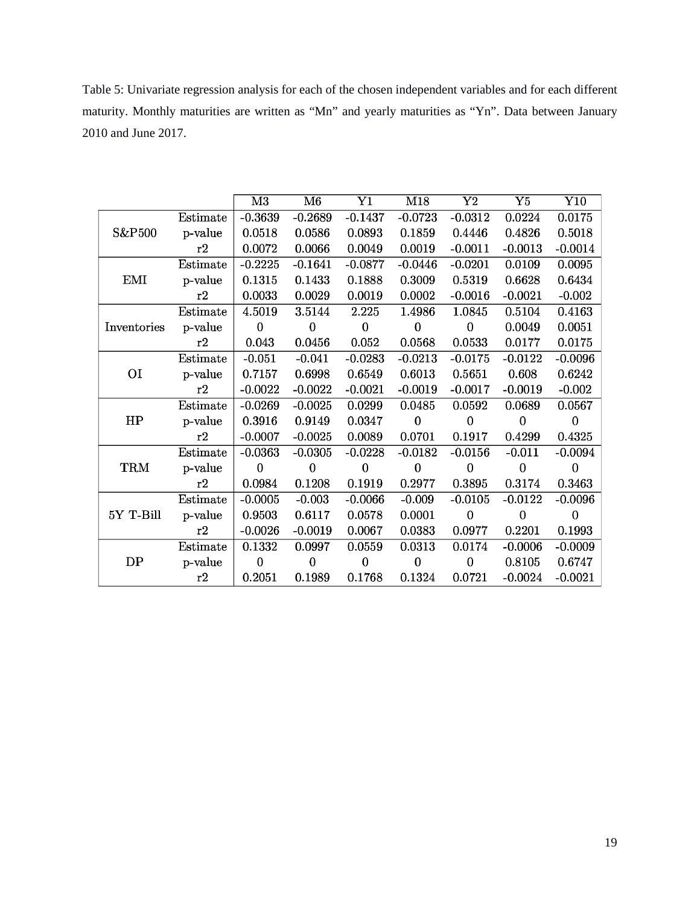Table 5: Univariate regression analysis for each of the chosen independent variables and for each different maturity. Monthly maturities are written as "Mn" and yearly maturities as "Yn". Data between January 2010 and June 2017.

| | | M3 | M6 | Y1 | M18 | Y2 | Y5 | Y10 |
|---|---|---|---|---|---|---|---|---|
| S&P500 | Estimate | -0.3639 | -0.2689 | -0.1437 | -0.0723 | -0.0312 | 0.0224 | 0.0175 |
| | p-value | 0.0518 | 0.0586 | 0.0893 | 0.1859 | 0.4446 | 0.4826 | 0.5018 |
| | r2 | 0.0072 | 0.0066 | 0.0049 | 0.0019 | -0.0011 | -0.0013 | -0.0014 |
| EMI | Estimate | -0.2225 | -0.1641 | -0.0877 | -0.0446 | -0.0201 | 0.0109 | 0.0095 |
| | p-value | 0.1315 | 0.1433 | 0.1888 | 0.3009 | 0.5319 | 0.6628 | 0.6434 |
| | r2 | 0.0033 | 0.0029 | 0.0019 | 0.0002 | -0.0016 | -0.0021 | -0.002 |
| Inventories | Estimate | 4.5019 | 3.5144 | 2.225 | 1.4986 | 1.0845 | 0.5104 | 0.4163 |
| | p-value | 0 | 0 | 0 | 0 | 0 | 0.0049 | 0.0051 |
| | r2 | 0.043 | 0.0456 | 0.052 | 0.0568 | 0.0533 | 0.0177 | 0.0175 |
| OI | Estimate | -0.051 | -0.041 | -0.0283 | -0.0213 | -0.0175 | -0.0122 | -0.0096 |
| | p-value | 0.7157 | 0.6998 | 0.6549 | 0.6013 | 0.5651 | 0.608 | 0.6242 |
| | r2 | -0.0022 | -0.0022 | -0.0021 | -0.0019 | -0.0017 | -0.0019 | -0.002 |
| HP | Estimate | -0.0269 | -0.0025 | 0.0299 | 0.0485 | 0.0592 | 0.0689 | 0.0567 |
| | p-value | 0.3916 | 0.9149 | 0.0347 | 0 | 0 | 0 | 0 |
| | r2 | -0.0007 | -0.0025 | 0.0089 | 0.0701 | 0.1917 | 0.4299 | 0.4325 |
| TRM | Estimate | -0.0363 | -0.0305 | -0.0228 | -0.0182 | -0.0156 | -0.011 | -0.0094 |
| | p-value | 0 | 0 | 0 | 0 | 0 | 0 | 0 |
| | r2 | 0.0984 | 0.1208 | 0.1919 | 0.2977 | 0.3895 | 0.3174 | 0.3463 |
| 5Y T-Bill | Estimate | -0.0005 | -0.003 | -0.0066 | -0.009 | -0.0105 | -0.0122 | -0.0096 |
| | p-value | 0.9503 | 0.6117 | 0.0578 | 0.0001 | 0 | 0 | 0 |
| | r2 | -0.0026 | -0.0019 | 0.0067 | 0.0383 | 0.0977 | 0.2201 | 0.1993 |
| DP | Estimate | 0.1332 | 0.0997 | 0.0559 | 0.0313 | 0.0174 | -0.0006 | -0.0009 |
| | p-value | 0 | 0 | 0 | 0 | 0 | 0.8105 | 0.6747 |
| | r2 | 0.2051 | 0.1989 | 0.1768 | 0.1324 | 0.0721 | -0.0024 | -0.0021 |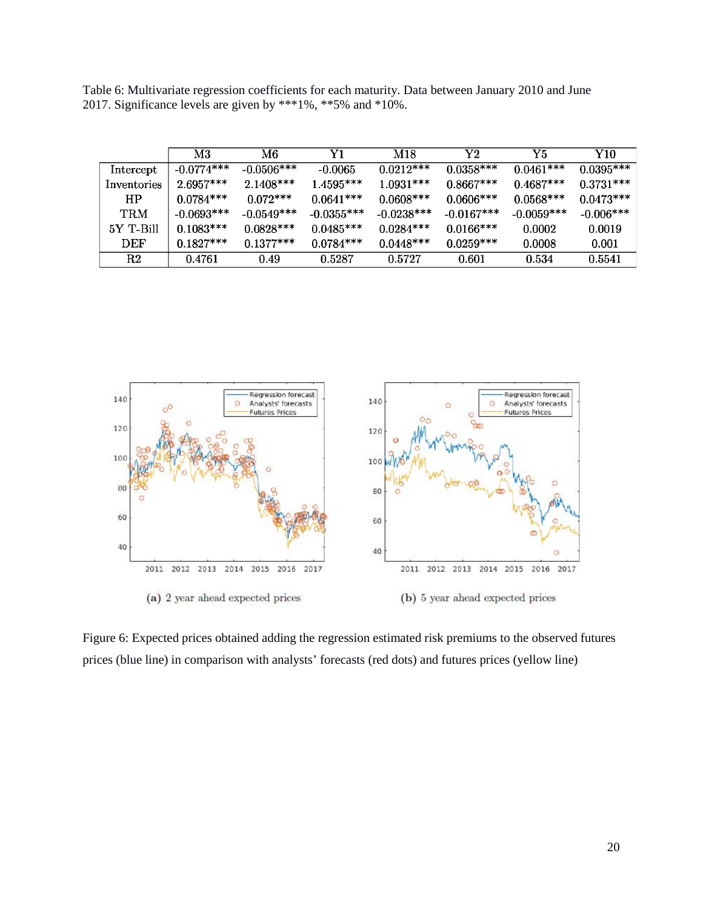Table 6: Multivariate regression coefficients for each maturity. Data between January 2010 and June 2017. Significance levels are given by ***1%, **5% and *10%.

| | M3 | M6 | Y1 | M18 | Y2 | Y5 | Y10 |
|---|---|---|---|---|---|---|---|
| Intercept | -0.0774*** | -0.0506*** | -0.0065 | 0.0212*** | 0.0358*** | 0.0461*** | 0.0395*** |
| Inventories | 2.6957*** | 2.1408*** | 1.4595*** | 1.0931*** | 0.8667*** | 0.4687*** | 0.3731*** |
| HP | 0.0784*** | 0.072*** | 0.0641*** | 0.0608*** | 0.0606*** | 0.0568*** | 0.0473*** |
| TRM | -0.0693*** | -0.0549*** | -0.0355*** | -0.0238*** | -0.0167*** | -0.0059*** | -0.006*** |
| 5Y T-Bill | 0.1083*** | 0.0828*** | 0.0485*** | 0.0284*** | 0.0166*** | 0.0002 | 0.0019 |
| DEF | 0.1827*** | 0.1377*** | 0.0784*** | 0.0448*** | 0.0259*** | 0.0008 | 0.001 |
| R2 | 0.4761 | 0.49 | 0.5287 | 0.5727 | 0.601 | 0.534 | 0.5541 |

(a) 2 year ahead expected prices

(b) 5 year ahead expected prices

Figure 6: Expected prices obtained adding the regression estimated risk premiums to the observed futures prices (blue line) in comparison with analysts' forecasts (red dots) and futures prices (yellow line)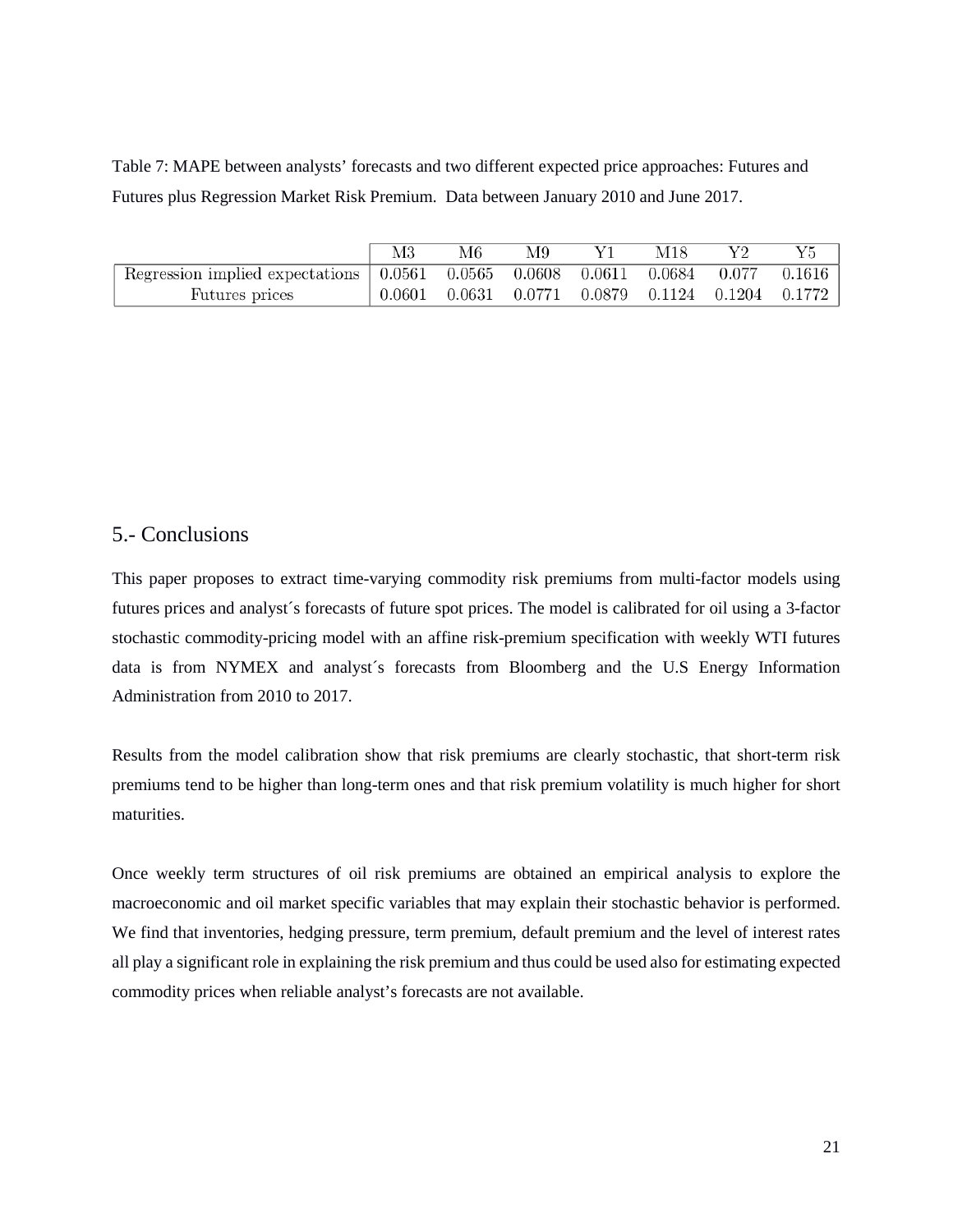Table 7: MAPE between analysts' forecasts and two different expected price approaches: Futures and Futures plus Regression Market Risk Premium. Data between January 2010 and June 2017.

| | M3 | M6 | M9 | Y1 | M18 | Y2 | Y5 |
|---|---|---|---|---|---|---|---|
| Regression implied expectations | 0.0561 | 0.0565 | 0.0608 | 0.0611 | 0.0684 | 0.077 | 0.1616 |
| Futures prices | 0.0601 | 0.0631 | 0.0771 | 0.0879 | 0.1124 | 0.1204 | 0.1772 |

## 5.- Conclusions

This paper proposes to extract time-varying commodity risk premiums from multi-factor models using futures prices and analyst´s forecasts of future spot prices. The model is calibrated for oil using a 3-factor stochastic commodity-pricing model with an affine risk-premium specification with weekly WTI futures data is from NYMEX and analyst´s forecasts from Bloomberg and the U.S Energy Information Administration from 2010 to 2017.

Results from the model calibration show that risk premiums are clearly stochastic, that short-term risk premiums tend to be higher than long-term ones and that risk premium volatility is much higher for short maturities.

Once weekly term structures of oil risk premiums are obtained an empirical analysis to explore the macroeconomic and oil market specific variables that may explain their stochastic behavior is performed. We find that inventories, hedging pressure, term premium, default premium and the level of interest rates all play a significant role in explaining the risk premium and thus could be used also for estimating expected commodity prices when reliable analyst's forecasts are not available.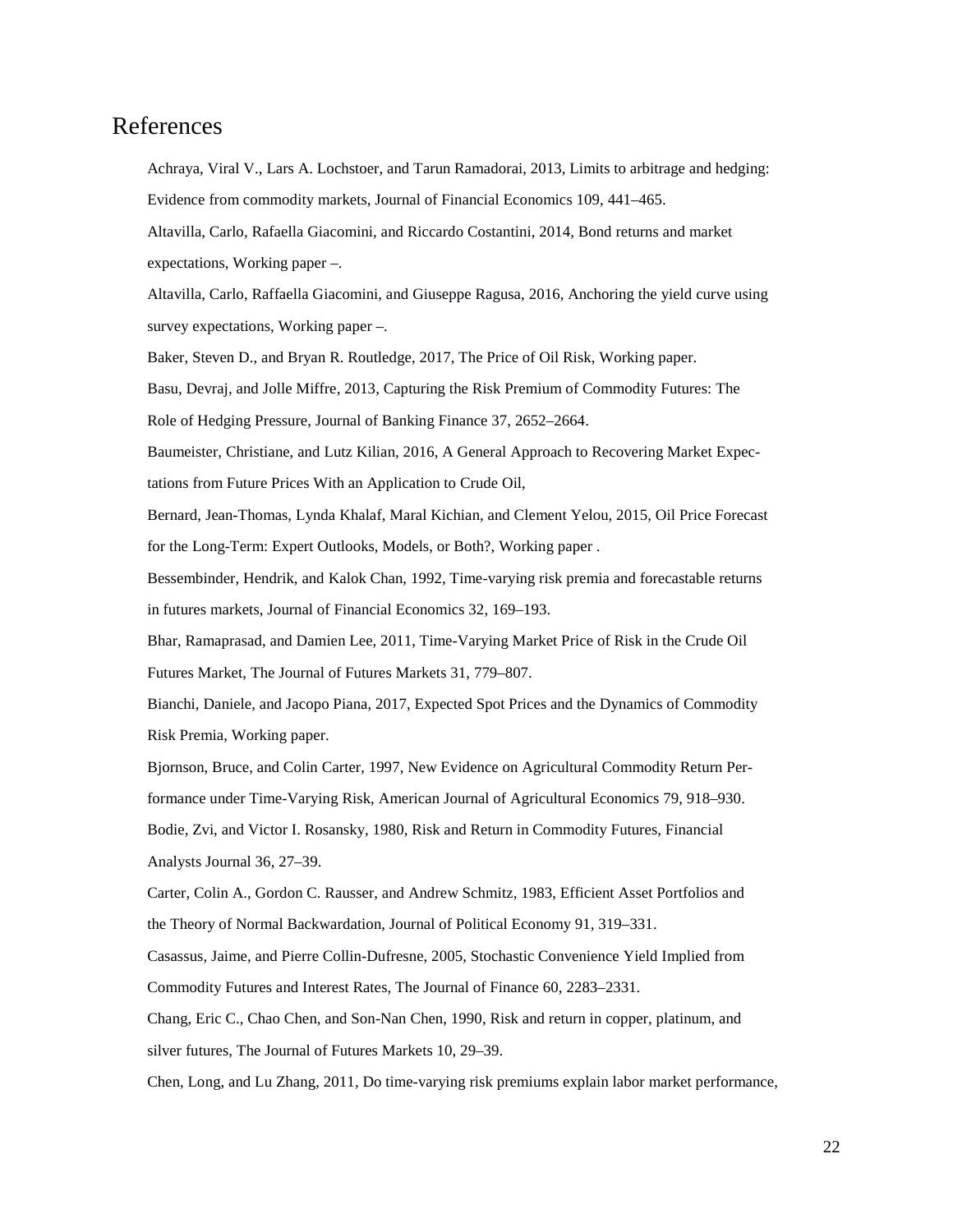# References

Achraya, Viral V., Lars A. Lochstoer, and Tarun Ramadorai, 2013, Limits to arbitrage and hedging: Evidence from commodity markets, Journal of Financial Economics 109, 441–465.

Altavilla, Carlo, Rafaella Giacomini, and Riccardo Costantini, 2014, Bond returns and market expectations, Working paper –.

Altavilla, Carlo, Raffaella Giacomini, and Giuseppe Ragusa, 2016, Anchoring the yield curve using survey expectations, Working paper –.

Baker, Steven D., and Bryan R. Routledge, 2017, The Price of Oil Risk, Working paper.

Basu, Devraj, and Jolle Miffre, 2013, Capturing the Risk Premium of Commodity Futures: The Role of Hedging Pressure, Journal of Banking Finance 37, 2652–2664.

Baumeister, Christiane, and Lutz Kilian, 2016, A General Approach to Recovering Market Expectations from Future Prices With an Application to Crude Oil,

Bernard, Jean-Thomas, Lynda Khalaf, Maral Kichian, and Clement Yelou, 2015, Oil Price Forecast for the Long-Term: Expert Outlooks, Models, or Both?, Working paper .

Bessembinder, Hendrik, and Kalok Chan, 1992, Time-varying risk premia and forecastable returns in futures markets, Journal of Financial Economics 32, 169–193.

Bhar, Ramaprasad, and Damien Lee, 2011, Time-Varying Market Price of Risk in the Crude Oil Futures Market, The Journal of Futures Markets 31, 779–807.

Bianchi, Daniele, and Jacopo Piana, 2017, Expected Spot Prices and the Dynamics of Commodity Risk Premia, Working paper.

Bjornson, Bruce, and Colin Carter, 1997, New Evidence on Agricultural Commodity Return Performance under Time-Varying Risk, American Journal of Agricultural Economics 79, 918–930.

Bodie, Zvi, and Victor I. Rosansky, 1980, Risk and Return in Commodity Futures, Financial Analysts Journal 36, 27–39.

Carter, Colin A., Gordon C. Rausser, and Andrew Schmitz, 1983, Efficient Asset Portfolios and the Theory of Normal Backwardation, Journal of Political Economy 91, 319–331.

Casassus, Jaime, and Pierre Collin-Dufresne, 2005, Stochastic Convenience Yield Implied from Commodity Futures and Interest Rates, The Journal of Finance 60, 2283–2331.

Chang, Eric C., Chao Chen, and Son-Nan Chen, 1990, Risk and return in copper, platinum, and silver futures, The Journal of Futures Markets 10, 29–39.

Chen, Long, and Lu Zhang, 2011, Do time-varying risk premiums explain labor market performance,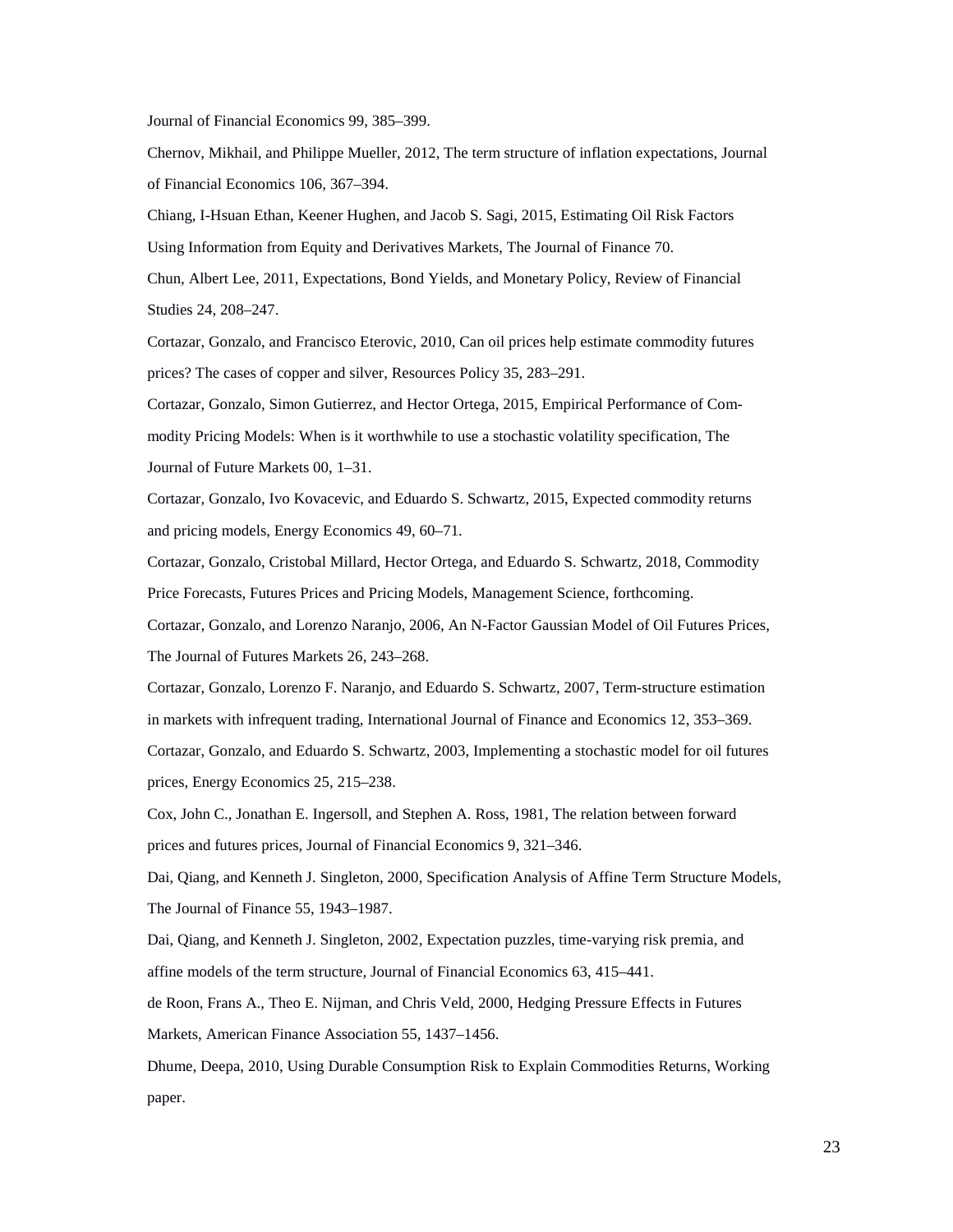Journal of Financial Economics 99, 385–399.

Chernov, Mikhail, and Philippe Mueller, 2012, The term structure of inflation expectations, Journal of Financial Economics 106, 367–394.

Chiang, I-Hsuan Ethan, Keener Hughen, and Jacob S. Sagi, 2015, Estimating Oil Risk Factors Using Information from Equity and Derivatives Markets, The Journal of Finance 70.

Chun, Albert Lee, 2011, Expectations, Bond Yields, and Monetary Policy, Review of Financial Studies 24, 208–247.

Cortazar, Gonzalo, and Francisco Eterovic, 2010, Can oil prices help estimate commodity futures prices? The cases of copper and silver, Resources Policy 35, 283–291.

Cortazar, Gonzalo, Simon Gutierrez, and Hector Ortega, 2015, Empirical Performance of Commodity Pricing Models: When is it worthwhile to use a stochastic volatility specification, The Journal of Future Markets 00, 1–31.

Cortazar, Gonzalo, Ivo Kovacevic, and Eduardo S. Schwartz, 2015, Expected commodity returns and pricing models, Energy Economics 49, 60–71.

Cortazar, Gonzalo, Cristobal Millard, Hector Ortega, and Eduardo S. Schwartz, 2018, Commodity Price Forecasts, Futures Prices and Pricing Models, Management Science, forthcoming.

Cortazar, Gonzalo, and Lorenzo Naranjo, 2006, An N-Factor Gaussian Model of Oil Futures Prices, The Journal of Futures Markets 26, 243–268.

Cortazar, Gonzalo, Lorenzo F. Naranjo, and Eduardo S. Schwartz, 2007, Term-structure estimation in markets with infrequent trading, International Journal of Finance and Economics 12, 353–369.

Cortazar, Gonzalo, and Eduardo S. Schwartz, 2003, Implementing a stochastic model for oil futures prices, Energy Economics 25, 215–238.

Cox, John C., Jonathan E. Ingersoll, and Stephen A. Ross, 1981, The relation between forward prices and futures prices, Journal of Financial Economics 9, 321–346.

Dai, Qiang, and Kenneth J. Singleton, 2000, Specification Analysis of Affine Term Structure Models, The Journal of Finance 55, 1943–1987.

Dai, Qiang, and Kenneth J. Singleton, 2002, Expectation puzzles, time-varying risk premia, and affine models of the term structure, Journal of Financial Economics 63, 415–441.

de Roon, Frans A., Theo E. Nijman, and Chris Veld, 2000, Hedging Pressure Effects in Futures Markets, American Finance Association 55, 1437–1456.

Dhume, Deepa, 2010, Using Durable Consumption Risk to Explain Commodities Returns, Working paper.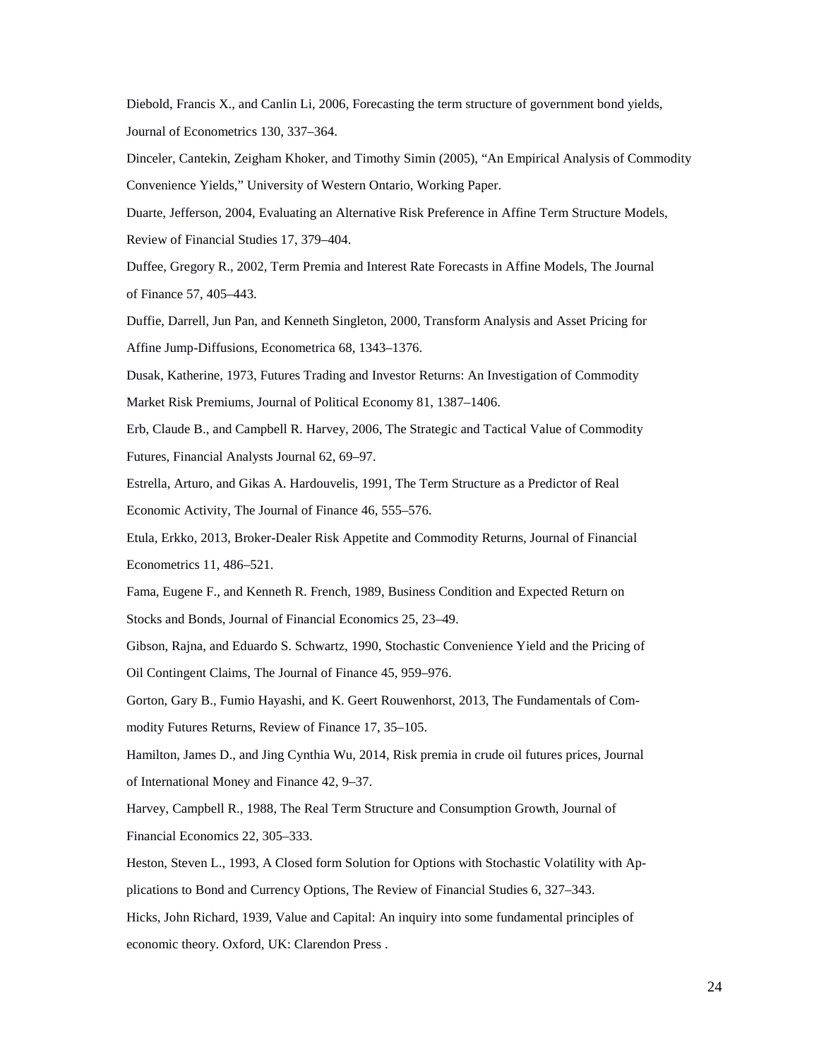Diebold, Francis X., and Canlin Li, 2006, Forecasting the term structure of government bond yields, Journal of Econometrics 130, 337–364.

Dinceler, Cantekin, Zeigham Khoker, and Timothy Simin (2005), "An Empirical Analysis of Commodity Convenience Yields," University of Western Ontario, Working Paper.

Duarte, Jefferson, 2004, Evaluating an Alternative Risk Preference in Affine Term Structure Models, Review of Financial Studies 17, 379–404.

Duffee, Gregory R., 2002, Term Premia and Interest Rate Forecasts in Affine Models, The Journal of Finance 57, 405–443.

Duffie, Darrell, Jun Pan, and Kenneth Singleton, 2000, Transform Analysis and Asset Pricing for Affine Jump-Diffusions, Econometrica 68, 1343–1376.

Dusak, Katherine, 1973, Futures Trading and Investor Returns: An Investigation of Commodity Market Risk Premiums, Journal of Political Economy 81, 1387–1406.

Erb, Claude B., and Campbell R. Harvey, 2006, The Strategic and Tactical Value of Commodity Futures, Financial Analysts Journal 62, 69–97.

Estrella, Arturo, and Gikas A. Hardouvelis, 1991, The Term Structure as a Predictor of Real Economic Activity, The Journal of Finance 46, 555–576.

Etula, Erkko, 2013, Broker-Dealer Risk Appetite and Commodity Returns, Journal of Financial Econometrics 11, 486–521.

Fama, Eugene F., and Kenneth R. French, 1989, Business Condition and Expected Return on Stocks and Bonds, Journal of Financial Economics 25, 23–49.

Gibson, Rajna, and Eduardo S. Schwartz, 1990, Stochastic Convenience Yield and the Pricing of Oil Contingent Claims, The Journal of Finance 45, 959–976.

Gorton, Gary B., Fumio Hayashi, and K. Geert Rouwenhorst, 2013, The Fundamentals of Commodity Futures Returns, Review of Finance 17, 35–105.

Hamilton, James D., and Jing Cynthia Wu, 2014, Risk premia in crude oil futures prices, Journal of International Money and Finance 42, 9–37.

Harvey, Campbell R., 1988, The Real Term Structure and Consumption Growth, Journal of Financial Economics 22, 305–333.

Heston, Steven L., 1993, A Closed form Solution for Options with Stochastic Volatility with Applications to Bond and Currency Options, The Review of Financial Studies 6, 327–343.

Hicks, John Richard, 1939, Value and Capital: An inquiry into some fundamental principles of economic theory. Oxford, UK: Clarendon Press .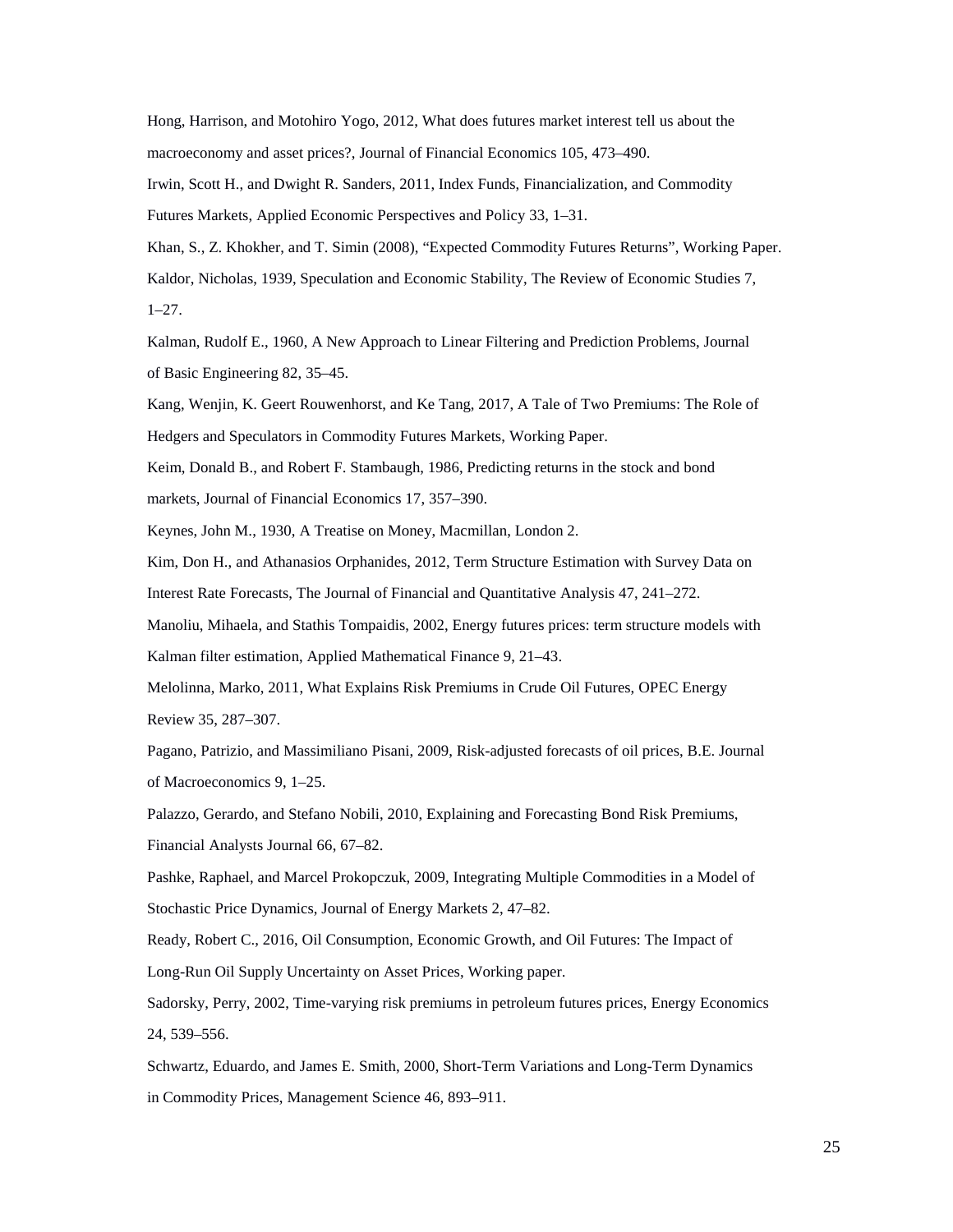Hong, Harrison, and Motohiro Yogo, 2012, What does futures market interest tell us about the macroeconomy and asset prices?, Journal of Financial Economics 105, 473–490.

Irwin, Scott H., and Dwight R. Sanders, 2011, Index Funds, Financialization, and Commodity Futures Markets, Applied Economic Perspectives and Policy 33, 1–31.

Khan, S., Z. Khokher, and T. Simin (2008), "Expected Commodity Futures Returns", Working Paper.

Kaldor, Nicholas, 1939, Speculation and Economic Stability, The Review of Economic Studies 7, 1–27.

Kalman, Rudolf E., 1960, A New Approach to Linear Filtering and Prediction Problems, Journal of Basic Engineering 82, 35–45.

Kang, Wenjin, K. Geert Rouwenhorst, and Ke Tang, 2017, A Tale of Two Premiums: The Role of Hedgers and Speculators in Commodity Futures Markets, Working Paper.

Keim, Donald B., and Robert F. Stambaugh, 1986, Predicting returns in the stock and bond markets, Journal of Financial Economics 17, 357–390.

Keynes, John M., 1930, A Treatise on Money, Macmillan, London 2.

Kim, Don H., and Athanasios Orphanides, 2012, Term Structure Estimation with Survey Data on Interest Rate Forecasts, The Journal of Financial and Quantitative Analysis 47, 241–272.

Manoliu, Mihaela, and Stathis Tompaidis, 2002, Energy futures prices: term structure models with Kalman filter estimation, Applied Mathematical Finance 9, 21–43.

Melolinna, Marko, 2011, What Explains Risk Premiums in Crude Oil Futures, OPEC Energy Review 35, 287–307.

Pagano, Patrizio, and Massimiliano Pisani, 2009, Risk-adjusted forecasts of oil prices, B.E. Journal of Macroeconomics 9, 1–25.

Palazzo, Gerardo, and Stefano Nobili, 2010, Explaining and Forecasting Bond Risk Premiums, Financial Analysts Journal 66, 67–82.

Pashke, Raphael, and Marcel Prokopczuk, 2009, Integrating Multiple Commodities in a Model of Stochastic Price Dynamics, Journal of Energy Markets 2, 47–82.

Ready, Robert C., 2016, Oil Consumption, Economic Growth, and Oil Futures: The Impact of Long-Run Oil Supply Uncertainty on Asset Prices, Working paper.

Sadorsky, Perry, 2002, Time-varying risk premiums in petroleum futures prices, Energy Economics 24, 539–556.

Schwartz, Eduardo, and James E. Smith, 2000, Short-Term Variations and Long-Term Dynamics in Commodity Prices, Management Science 46, 893–911.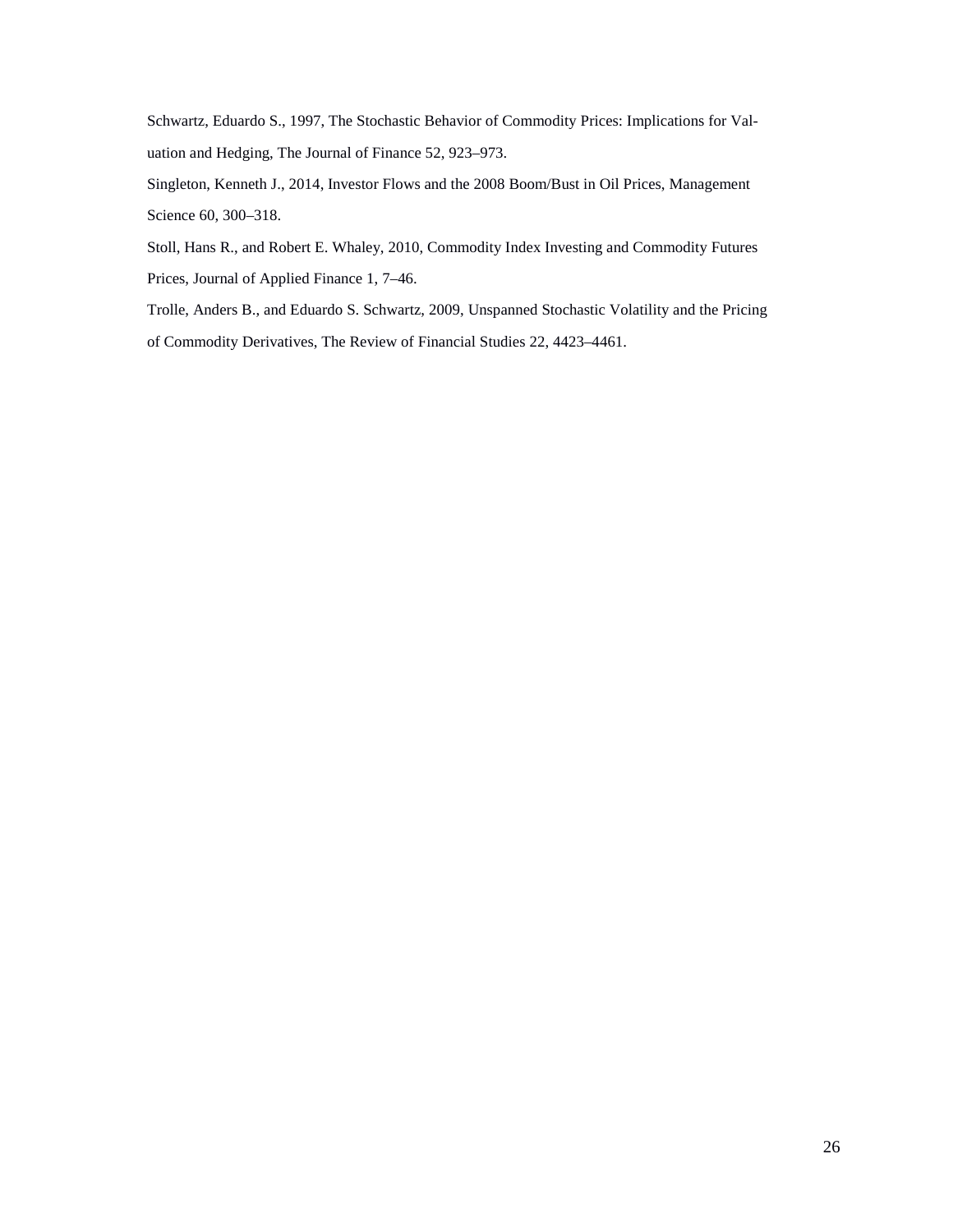Schwartz, Eduardo S., 1997, The Stochastic Behavior of Commodity Prices: Implications for Valuation and Hedging, The Journal of Finance 52, 923–973.

Singleton, Kenneth J., 2014, Investor Flows and the 2008 Boom/Bust in Oil Prices, Management Science 60, 300–318.

Stoll, Hans R., and Robert E. Whaley, 2010, Commodity Index Investing and Commodity Futures Prices, Journal of Applied Finance 1, 7–46.

Trolle, Anders B., and Eduardo S. Schwartz, 2009, Unspanned Stochastic Volatility and the Pricing of Commodity Derivatives, The Review of Financial Studies 22, 4423–4461.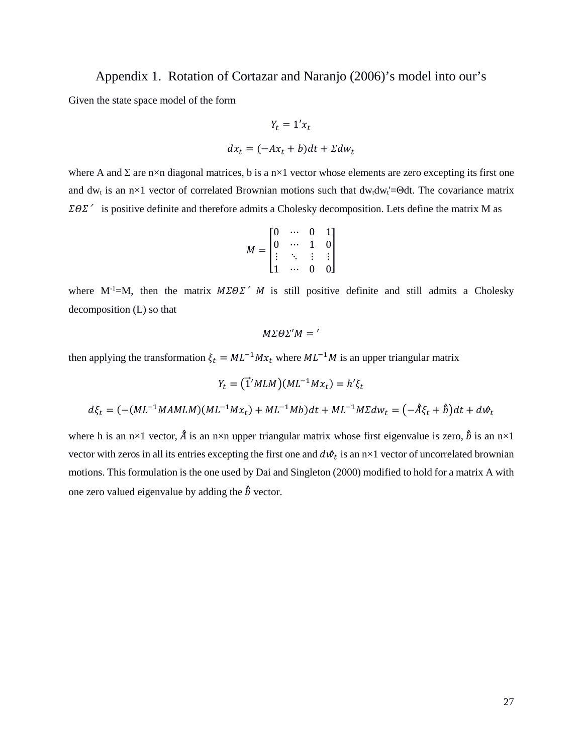## Appendix 1. Rotation of Cortazar and Naranjo (2006)'s model into our's

Given the state space model of the form

$$Y_t = 1' x_t$$

$$dx_t = (-Ax_t + b)dt + \Sigma dw_t$$

where A and Σ are n×n diagonal matrices, b is a n×1 vector whose elements are zero excepting its first one and $dw_t$ is an n×1 vector of correlated Brownian motions such that $dw_t dw_t' = \Theta dt$. The covariance matrix $\Sigma\Theta\Sigma'$ is positive definite and therefore admits a Cholesky decomposition. Lets define the matrix M as

$$M = \begin{bmatrix} 0 & \cdots & 0 & 1 \\ 0 & \cdots & 1 & 0 \\ \vdots & \ddots & \vdots & \vdots \\ 1 & \cdots & 0 & 0 \end{bmatrix}$$

where $M^{-1}=M$, then the matrix $M\Sigma\Theta\Sigma' M$ is still positive definite and still admits a Cholesky decomposition (L) so that

$$M\Sigma\Theta\Sigma' M = '$$

then applying the transformation $\xi_t = ML^{-1}Mx_t$ where $ML^{-1}M$ is an upper triangular matrix

$$Y_t = \left(\vec{1}' MLM\right)\left(ML^{-1}Mx_t\right) = h'\xi_t$$

$$d\xi_t = \left(-\left(ML^{-1}MAMLM\right)\left(ML^{-1}Mx_t\right) + ML^{-1}Mb\right)dt + ML^{-1}M\Sigma dw_t = \left(-\hat{A}\xi_t + \hat{b}\right)dt + d\hat{w}_t$$

where h is an n×1 vector, $\hat{A}$ is an n×n upper triangular matrix whose first eigenvalue is zero, $\hat{b}$ is an n×1 vector with zeros in all its entries excepting the first one and $d\hat{w}_t$ is an n×1 vector of uncorrelated brownian motions. This formulation is the one used by Dai and Singleton (2000) modified to hold for a matrix A with one zero valued eigenvalue by adding the $\hat{b}$ vector.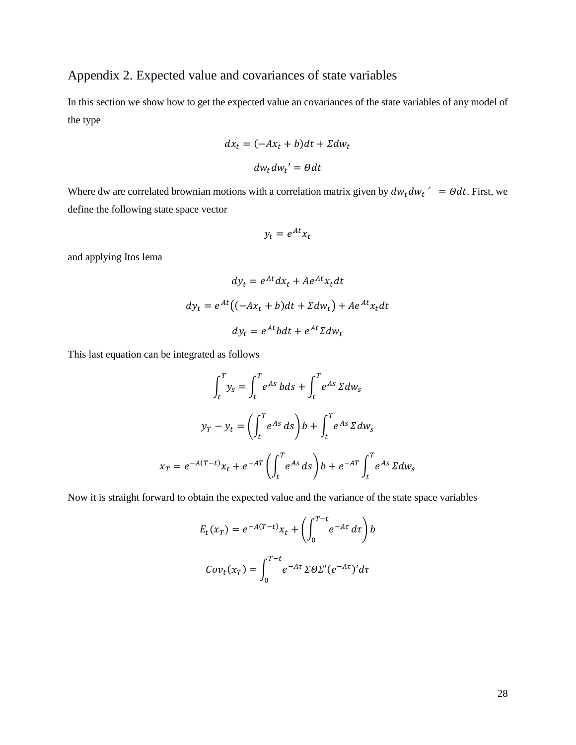## Appendix 2. Expected value and covariances of state variables

In this section we show how to get the expected value an covariances of the state variables of any model of the type

$$dx_t = (-Ax_t + b)dt + \Sigma dw_t$$

$$dw_t dw_t{}' = \Theta dt$$

Where dw are correlated brownian motions with a correlation matrix given by $dw_t dw_t{}' = \Theta dt$. First, we define the following state space vector

$$y_t = e^{At} x_t$$

and applying Itos lema

$$dy_t = e^{At} dx_t + Ae^{At} x_t dt$$

$$dy_t = e^{At}\big((-Ax_t + b)dt + \Sigma dw_t\big) + Ae^{At} x_t dt$$

$$dy_t = e^{At} b dt + e^{At} \Sigma dw_t$$

This last equation can be integrated as follows

$$\int_t^T y_s = \int_t^T e^{As}\, b ds + \int_t^T e^{As}\, \Sigma dw_s$$

$$y_T - y_t = \left(\int_t^T e^{As}\, ds\right) b + \int_t^T e^{As}\, \Sigma dw_s$$

$$x_T = e^{-A(T-t)} x_t + e^{-AT}\left(\int_t^T e^{As}\, ds\right) b + e^{-AT} \int_t^T e^{As}\, \Sigma dw_s$$

Now it is straight forward to obtain the expected value and the variance of the state space variables

$$E_t(x_T) = e^{-A(T-t)} x_t + \left(\int_0^{T-t} e^{-A\tau}\, d\tau\right) b$$

$$Cov_t(x_T) = \int_0^{T-t} e^{-A\tau}\, \Sigma \Theta \Sigma' (e^{-A\tau})' d\tau$$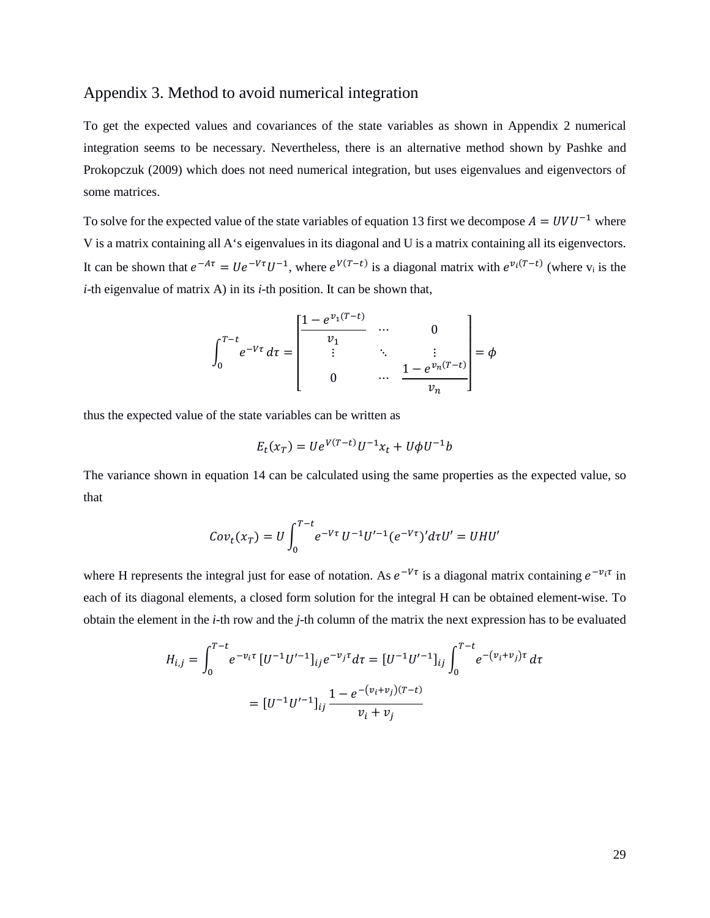## Appendix 3. Method to avoid numerical integration

To get the expected values and covariances of the state variables as shown in Appendix 2 numerical integration seems to be necessary. Nevertheless, there is an alternative method shown by Pashke and Prokopczuk (2009) which does not need numerical integration, but uses eigenvalues and eigenvectors of some matrices.

To solve for the expected value of the state variables of equation 13 first we decompose $A = UVU^{-1}$ where V is a matrix containing all A's eigenvalues in its diagonal and U is a matrix containing all its eigenvectors. It can be shown that $e^{-A\tau} = Ue^{-V\tau}U^{-1}$, where $e^{V(T-t)}$ is a diagonal matrix with $e^{v_i(T-t)}$ (where $v_i$ is the *i*-th eigenvalue of matrix A) in its *i*-th position. It can be shown that,

$$\int_0^{T-t} e^{-V\tau}\, d\tau = \begin{bmatrix} \dfrac{1-e^{v_1(T-t)}}{v_1} & \cdots & 0 \\ \vdots & \ddots & \vdots \\ 0 & \cdots & \dfrac{1-e^{v_n(T-t)}}{v_n} \end{bmatrix} = \phi$$

thus the expected value of the state variables can be written as

$$E_t(x_T) = Ue^{V(T-t)}U^{-1}x_t + U\phi U^{-1}b$$

The variance shown in equation 14 can be calculated using the same properties as the expected value, so that

$$Cov_t(x_T) = U\int_0^{T-t} e^{-V\tau}\, U^{-1}U'^{-1}(e^{-V\tau})' d\tau U' = UHU'$$

where H represents the integral just for ease of notation. As $e^{-V\tau}$ is a diagonal matrix containing $e^{-v_i\tau}$ in each of its diagonal elements, a closed form solution for the integral H can be obtained element-wise. To obtain the element in the *i*-th row and the *j*-th column of the matrix the next expression has to be evaluated

$$H_{i,j} = \int_0^{T-t} e^{-v_i\tau}\, [U^{-1}U'^{-1}]_{ij} e^{-v_j\tau} d\tau = [U^{-1}U'^{-1}]_{ij} \int_0^{T-t} e^{-(v_i+v_j)\tau}\, d\tau$$

$$= [U^{-1}U'^{-1}]_{ij} \frac{1-e^{-(v_i+v_j)(T-t)}}{v_i+v_j}$$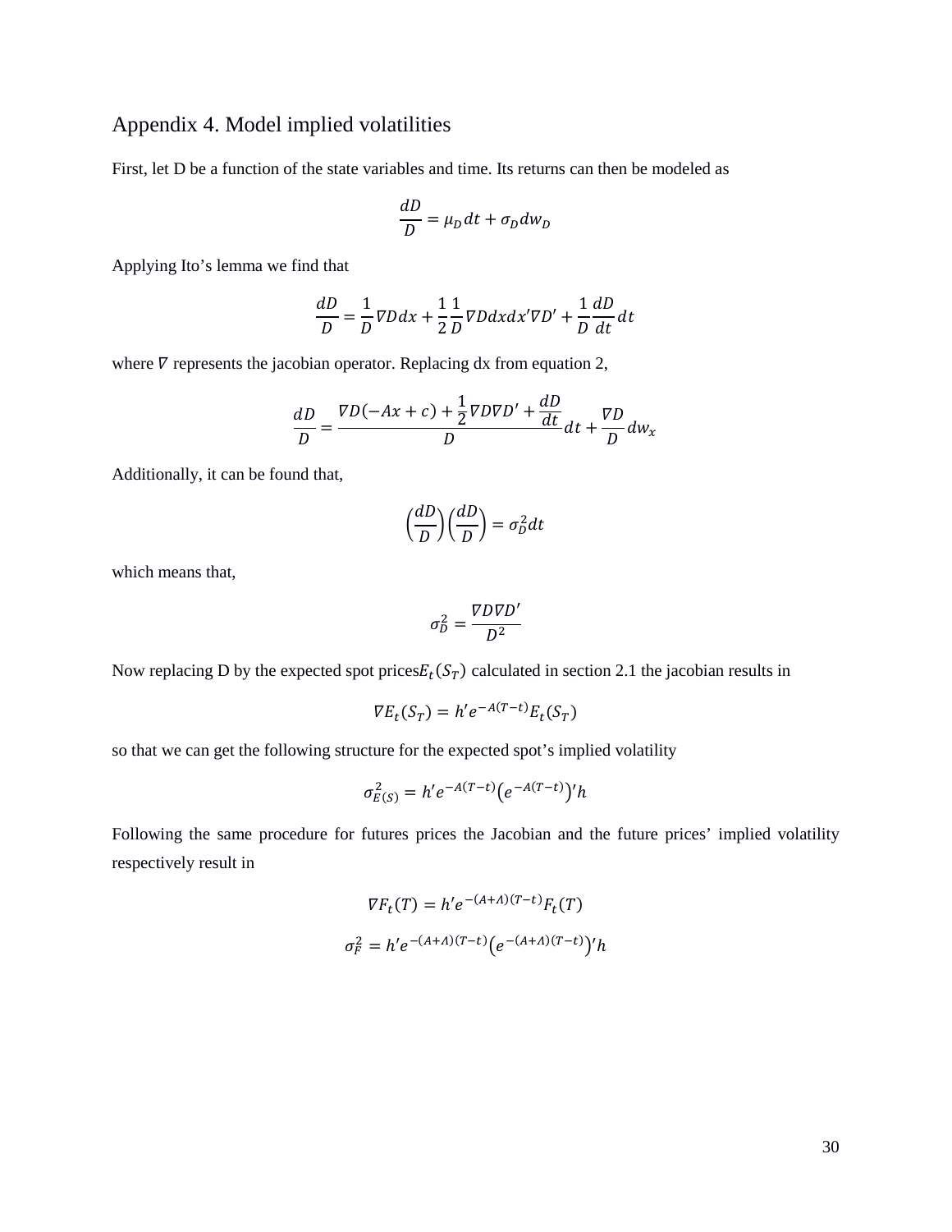# Appendix 4. Model implied volatilities

First, let D be a function of the state variables and time. Its returns can then be modeled as

$$\frac{dD}{D} = \mu_D dt + \sigma_D dw_D$$

Applying Ito's lemma we find that

$$\frac{dD}{D} = \frac{1}{D} \nabla D dx + \frac{1}{2} \frac{1}{D} \nabla D dx dx' \nabla D' + \frac{1}{D} \frac{dD}{dt} dt$$

where $\nabla$ represents the jacobian operator. Replacing dx from equation 2,

$$\frac{dD}{D} = \frac{\nabla D(-Ax + c) + \frac{1}{2} \nabla D \nabla D' + \frac{dD}{dt}}{D} dt + \frac{\nabla D}{D} dw_x$$

Additionally, it can be found that,

$$\left(\frac{dD}{D}\right)\left(\frac{dD}{D}\right) = \sigma_D^2 dt$$

which means that,

$$\sigma_D^2 = \frac{\nabla D \nabla D'}{D^2}$$

Now replacing D by the expected spot prices $E_t(S_T)$ calculated in section 2.1 the jacobian results in

$$\nabla E_t(S_T) = h' e^{-A(T-t)} E_t(S_T)$$

so that we can get the following structure for the expected spot's implied volatility

$$\sigma_{E(S)}^2 = h' e^{-A(T-t)} \left(e^{-A(T-t)}\right)' h$$

Following the same procedure for futures prices the Jacobian and the future prices' implied volatility respectively result in

$$\nabla F_t(T) = h' e^{-(A+\Lambda)(T-t)} F_t(T)$$

$$\sigma_F^2 = h' e^{-(A+\Lambda)(T-t)} \left(e^{-(A+\Lambda)(T-t)}\right)' h$$